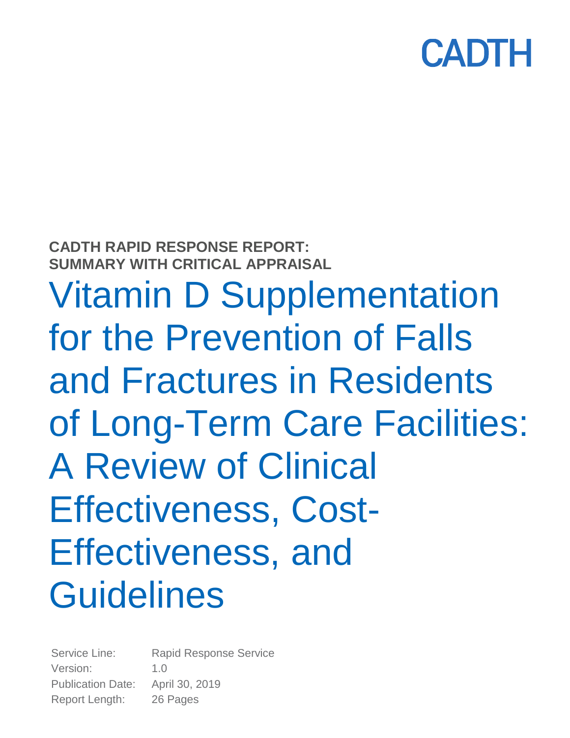CADTH

**CADTH RAPID RESPONSE REPORT: SUMMARY WITH CRITICAL APPRAISAL**

# Vitamin D Supplementation for the Prevention of Falls and Fractures in Residents of Long-Term Care Facilities: A Review of Clinical Effectiveness, Cost-Effectiveness, and Guidelines

Service Line: Rapid Response Service
Version: 1.0
Publication Date: April 30, 2019
Report Length: 26 Pages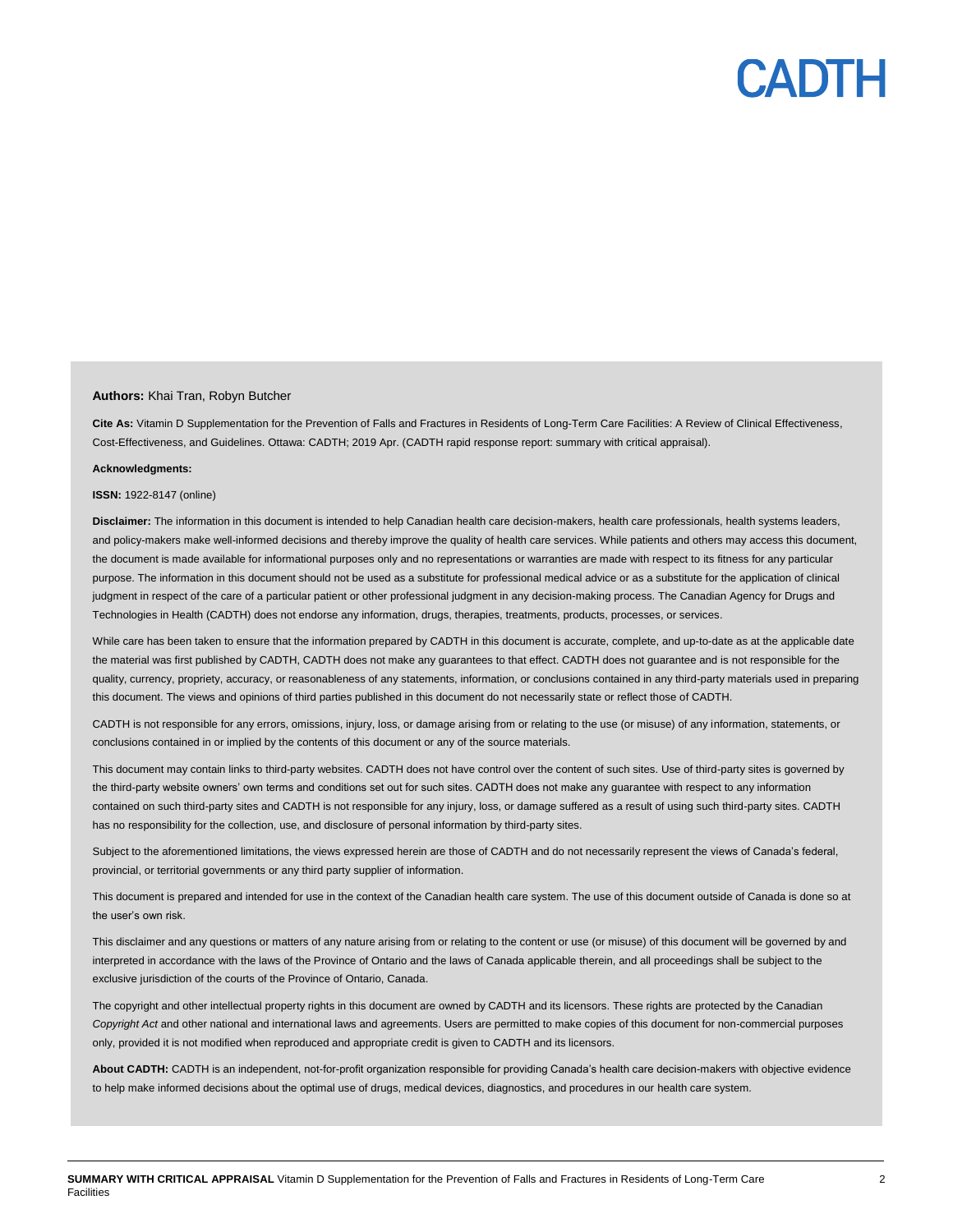**Authors:** Khai Tran, Robyn Butcher

**Cite As:** Vitamin D Supplementation for the Prevention of Falls and Fractures in Residents of Long-Term Care Facilities: A Review of Clinical Effectiveness, Cost-Effectiveness, and Guidelines. Ottawa: CADTH; 2019 Apr. (CADTH rapid response report: summary with critical appraisal).

**Acknowledgments:**

**ISSN:** 1922-8147 (online)

**Disclaimer:** The information in this document is intended to help Canadian health care decision-makers, health care professionals, health systems leaders, and policy-makers make well-informed decisions and thereby improve the quality of health care services. While patients and others may access this document, the document is made available for informational purposes only and no representations or warranties are made with respect to its fitness for any particular purpose. The information in this document should not be used as a substitute for professional medical advice or as a substitute for the application of clinical judgment in respect of the care of a particular patient or other professional judgment in any decision-making process. The Canadian Agency for Drugs and Technologies in Health (CADTH) does not endorse any information, drugs, therapies, treatments, products, processes, or services.

While care has been taken to ensure that the information prepared by CADTH in this document is accurate, complete, and up-to-date as at the applicable date the material was first published by CADTH, CADTH does not make any guarantees to that effect. CADTH does not guarantee and is not responsible for the quality, currency, propriety, accuracy, or reasonableness of any statements, information, or conclusions contained in any third-party materials used in preparing this document. The views and opinions of third parties published in this document do not necessarily state or reflect those of CADTH.

CADTH is not responsible for any errors, omissions, injury, loss, or damage arising from or relating to the use (or misuse) of any information, statements, or conclusions contained in or implied by the contents of this document or any of the source materials.

This document may contain links to third-party websites. CADTH does not have control over the content of such sites. Use of third-party sites is governed by the third-party website owners' own terms and conditions set out for such sites. CADTH does not make any guarantee with respect to any information contained on such third-party sites and CADTH is not responsible for any injury, loss, or damage suffered as a result of using such third-party sites. CADTH has no responsibility for the collection, use, and disclosure of personal information by third-party sites.

Subject to the aforementioned limitations, the views expressed herein are those of CADTH and do not necessarily represent the views of Canada's federal, provincial, or territorial governments or any third party supplier of information.

This document is prepared and intended for use in the context of the Canadian health care system. The use of this document outside of Canada is done so at the user's own risk.

This disclaimer and any questions or matters of any nature arising from or relating to the content or use (or misuse) of this document will be governed by and interpreted in accordance with the laws of the Province of Ontario and the laws of Canada applicable therein, and all proceedings shall be subject to the exclusive jurisdiction of the courts of the Province of Ontario, Canada.

The copyright and other intellectual property rights in this document are owned by CADTH and its licensors. These rights are protected by the Canadian *Copyright Act* and other national and international laws and agreements. Users are permitted to make copies of this document for non-commercial purposes only, provided it is not modified when reproduced and appropriate credit is given to CADTH and its licensors.

**About CADTH:** CADTH is an independent, not-for-profit organization responsible for providing Canada's health care decision-makers with objective evidence to help make informed decisions about the optimal use of drugs, medical devices, diagnostics, and procedures in our health care system.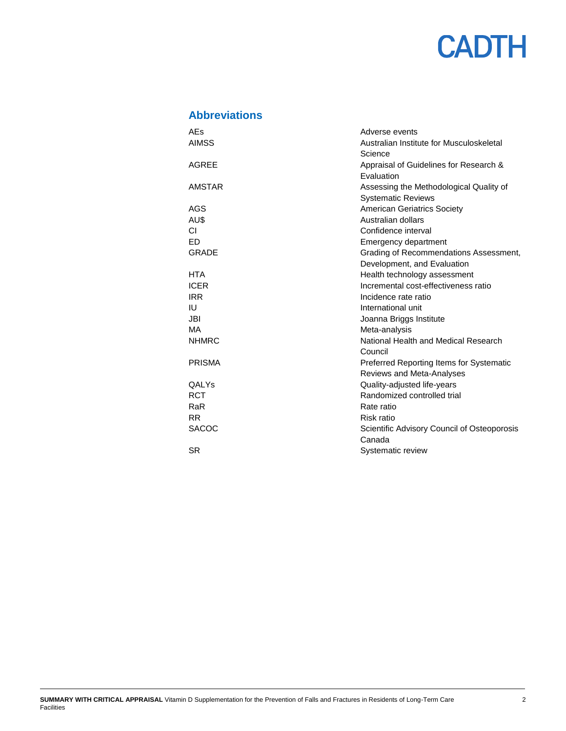## Abbreviations

| | |
|---|---|
| AEs | Adverse events |
| AIMSS | Australian Institute for Musculoskeletal Science |
| AGREE | Appraisal of Guidelines for Research & Evaluation |
| AMSTAR | Assessing the Methodological Quality of Systematic Reviews |
| AGS | American Geriatrics Society |
| AU$ | Australian dollars |
| CI | Confidence interval |
| ED | Emergency department |
| GRADE | Grading of Recommendations Assessment, Development, and Evaluation |
| HTA | Health technology assessment |
| ICER | Incremental cost-effectiveness ratio |
| IRR | Incidence rate ratio |
| IU | International unit |
| JBI | Joanna Briggs Institute |
| MA | Meta-analysis |
| NHMRC | National Health and Medical Research Council |
| PRISMA | Preferred Reporting Items for Systematic Reviews and Meta-Analyses |
| QALYs | Quality-adjusted life-years |
| RCT | Randomized controlled trial |
| RaR | Rate ratio |
| RR | Risk ratio |
| SACOC | Scientific Advisory Council of Osteoporosis Canada |
| SR | Systematic review |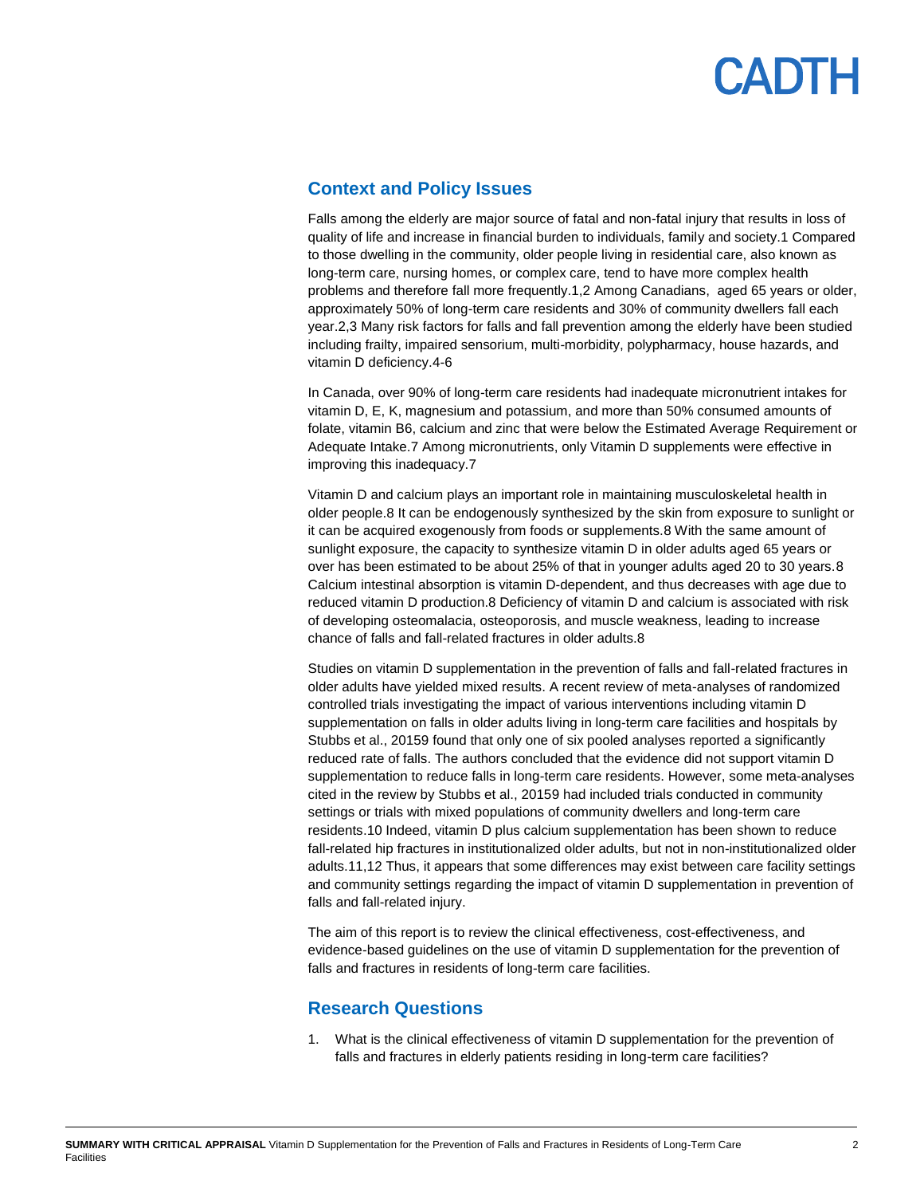## Context and Policy Issues

Falls among the elderly are major source of fatal and non-fatal injury that results in loss of quality of life and increase in financial burden to individuals, family and society.[1] Compared to those dwelling in the community, older people living in residential care, also known as long-term care, nursing homes, or complex care, tend to have more complex health problems and therefore fall more frequently.[1,2] Among Canadians, aged 65 years or older, approximately 50% of long-term care residents and 30% of community dwellers fall each year.[2,3] Many risk factors for falls and fall prevention among the elderly have been studied including frailty, impaired sensorium, multi-morbidity, polypharmacy, house hazards, and vitamin D deficiency.[4-6]

In Canada, over 90% of long-term care residents had inadequate micronutrient intakes for vitamin D, E, K, magnesium and potassium, and more than 50% consumed amounts of folate, vitamin B6, calcium and zinc that were below the Estimated Average Requirement or Adequate Intake.[7] Among micronutrients, only Vitamin D supplements were effective in improving this inadequacy.[7]

Vitamin D and calcium plays an important role in maintaining musculoskeletal health in older people.[8] It can be endogenously synthesized by the skin from exposure to sunlight or it can be acquired exogenously from foods or supplements.[8] With the same amount of sunlight exposure, the capacity to synthesize vitamin D in older adults aged 65 years or over has been estimated to be about 25% of that in younger adults aged 20 to 30 years.[8] Calcium intestinal absorption is vitamin D-dependent, and thus decreases with age due to reduced vitamin D production.[8] Deficiency of vitamin D and calcium is associated with risk of developing osteomalacia, osteoporosis, and muscle weakness, leading to increase chance of falls and fall-related fractures in older adults.[8]

Studies on vitamin D supplementation in the prevention of falls and fall-related fractures in older adults have yielded mixed results. A recent review of meta-analyses of randomized controlled trials investigating the impact of various interventions including vitamin D supplementation on falls in older adults living in long-term care facilities and hospitals by Stubbs et al., 2015[9] found that only one of six pooled analyses reported a significantly reduced rate of falls. The authors concluded that the evidence did not support vitamin D supplementation to reduce falls in long-term care residents. However, some meta-analyses cited in the review by Stubbs et al., 2015[9] had included trials conducted in community settings or trials with mixed populations of community dwellers and long-term care residents.[10] Indeed, vitamin D plus calcium supplementation has been shown to reduce fall-related hip fractures in institutionalized older adults, but not in non-institutionalized older adults.[11,12] Thus, it appears that some differences may exist between care facility settings and community settings regarding the impact of vitamin D supplementation in prevention of falls and fall-related injury.

The aim of this report is to review the clinical effectiveness, cost-effectiveness, and evidence-based guidelines on the use of vitamin D supplementation for the prevention of falls and fractures in residents of long-term care facilities.

## Research Questions

1. What is the clinical effectiveness of vitamin D supplementation for the prevention of falls and fractures in elderly patients residing in long-term care facilities?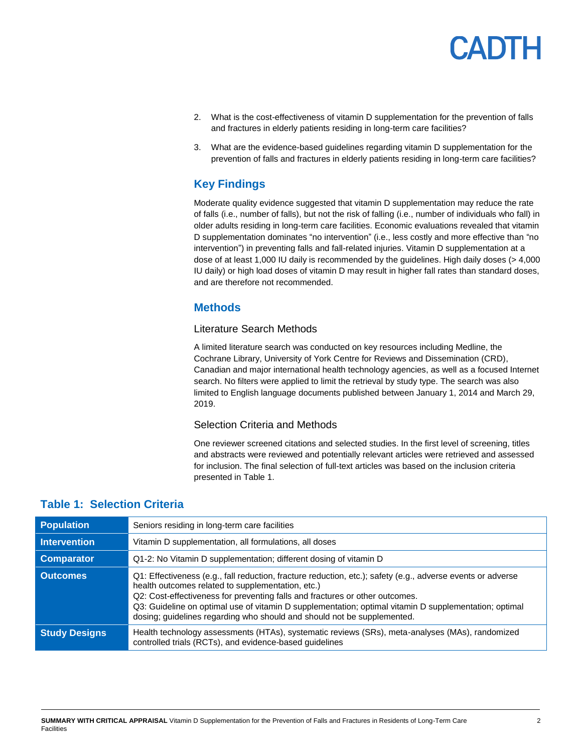2. What is the cost-effectiveness of vitamin D supplementation for the prevention of falls and fractures in elderly patients residing in long-term care facilities?

3. What are the evidence-based guidelines regarding vitamin D supplementation for the prevention of falls and fractures in elderly patients residing in long-term care facilities?

## Key Findings

Moderate quality evidence suggested that vitamin D supplementation may reduce the rate of falls (i.e., number of falls), but not the risk of falling (i.e., number of individuals who fall) in older adults residing in long-term care facilities. Economic evaluations revealed that vitamin D supplementation dominates "no intervention" (i.e., less costly and more effective than "no intervention") in preventing falls and fall-related injuries. Vitamin D supplementation at a dose of at least 1,000 IU daily is recommended by the guidelines. High daily doses (> 4,000 IU daily) or high load doses of vitamin D may result in higher fall rates than standard doses, and are therefore not recommended.

## Methods

### Literature Search Methods

A limited literature search was conducted on key resources including Medline, the Cochrane Library, University of York Centre for Reviews and Dissemination (CRD), Canadian and major international health technology agencies, as well as a focused Internet search. No filters were applied to limit the retrieval by study type. The search was also limited to English language documents published between January 1, 2014 and March 29, 2019.

### Selection Criteria and Methods

One reviewer screened citations and selected studies. In the first level of screening, titles and abstracts were reviewed and potentially relevant articles were retrieved and assessed for inclusion. The final selection of full-text articles was based on the inclusion criteria presented in Table 1.

## Table 1: Selection Criteria

| | |
|---|---|
| **Population** | Seniors residing in long-term care facilities |
| **Intervention** | Vitamin D supplementation, all formulations, all doses |
| **Comparator** | Q1-2: No Vitamin D supplementation; different dosing of vitamin D |
| **Outcomes** | Q1: Effectiveness (e.g., fall reduction, fracture reduction, etc.); safety (e.g., adverse events or adverse health outcomes related to supplementation, etc.)<br>Q2: Cost-effectiveness for preventing falls and fractures or other outcomes.<br>Q3: Guideline on optimal use of vitamin D supplementation; optimal vitamin D supplementation; optimal dosing; guidelines regarding who should and should not be supplemented. |
| **Study Designs** | Health technology assessments (HTAs), systematic reviews (SRs), meta-analyses (MAs), randomized controlled trials (RCTs), and evidence-based guidelines |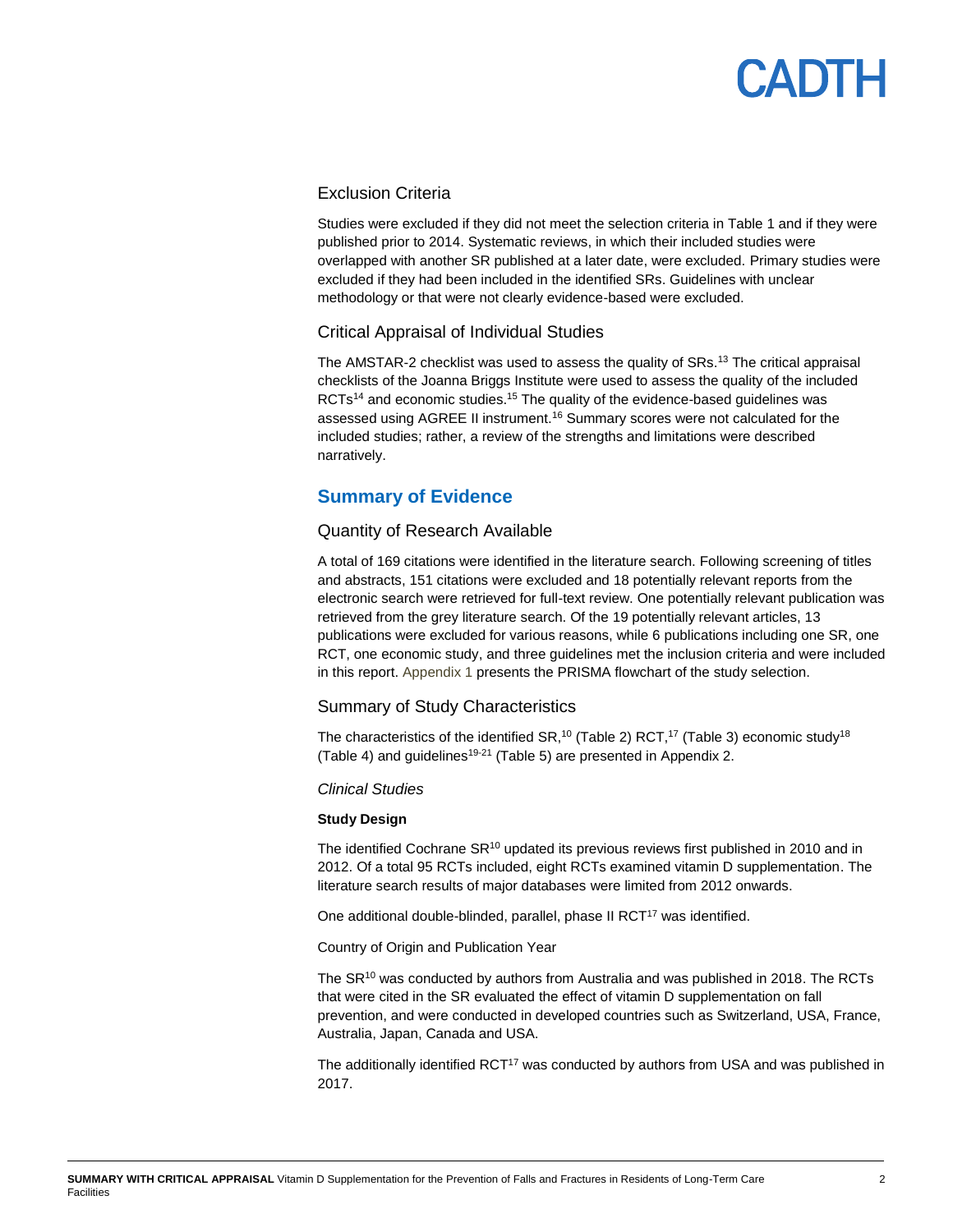### Exclusion Criteria

Studies were excluded if they did not meet the selection criteria in Table 1 and if they were published prior to 2014. Systematic reviews, in which their included studies were overlapped with another SR published at a later date, were excluded. Primary studies were excluded if they had been included in the identified SRs. Guidelines with unclear methodology or that were not clearly evidence-based were excluded.

### Critical Appraisal of Individual Studies

The AMSTAR-2 checklist was used to assess the quality of SRs.[13] The critical appraisal checklists of the Joanna Briggs Institute were used to assess the quality of the included RCTs[14] and economic studies.[15] The quality of the evidence-based guidelines was assessed using AGREE II instrument.[16] Summary scores were not calculated for the included studies; rather, a review of the strengths and limitations were described narratively.

## Summary of Evidence

### Quantity of Research Available

A total of 169 citations were identified in the literature search. Following screening of titles and abstracts, 151 citations were excluded and 18 potentially relevant reports from the electronic search were retrieved for full-text review. One potentially relevant publication was retrieved from the grey literature search. Of the 19 potentially relevant articles, 13 publications were excluded for various reasons, while 6 publications including one SR, one RCT, one economic study, and three guidelines met the inclusion criteria and were included in this report. Appendix 1 presents the PRISMA flowchart of the study selection.

### Summary of Study Characteristics

The characteristics of the identified SR,[10] (Table 2) RCT,[17] (Table 3) economic study[18] (Table 4) and guidelines[19-21] (Table 5) are presented in Appendix 2.

*Clinical Studies*

**Study Design**

The identified Cochrane SR[10] updated its previous reviews first published in 2010 and in 2012. Of a total 95 RCTs included, eight RCTs examined vitamin D supplementation. The literature search results of major databases were limited from 2012 onwards.

One additional double-blinded, parallel, phase II RCT[17] was identified.

Country of Origin and Publication Year

The SR[10] was conducted by authors from Australia and was published in 2018. The RCTs that were cited in the SR evaluated the effect of vitamin D supplementation on fall prevention, and were conducted in developed countries such as Switzerland, USA, France, Australia, Japan, Canada and USA.

The additionally identified RCT[17] was conducted by authors from USA and was published in 2017.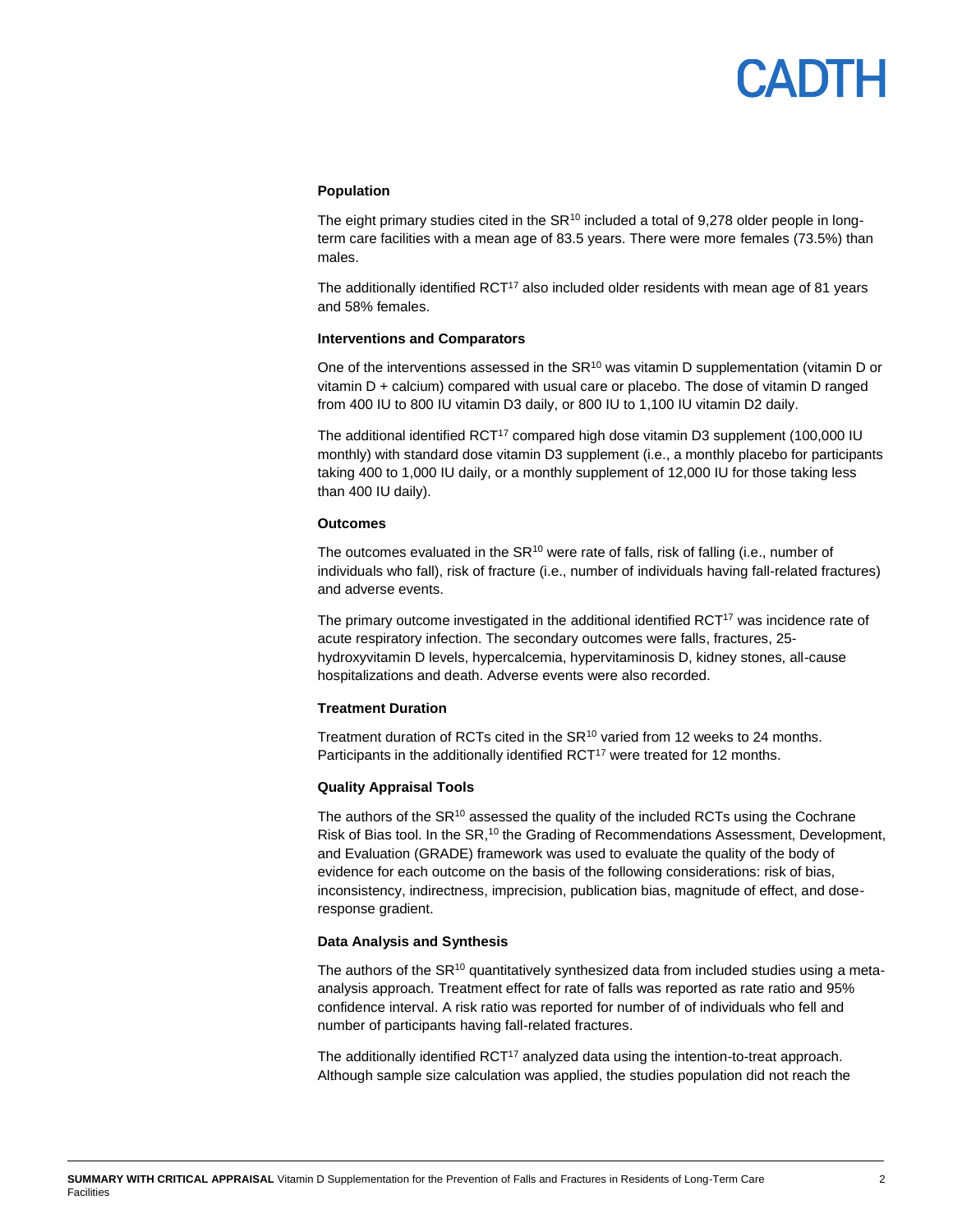#### Population

The eight primary studies cited in the SR[10] included a total of 9,278 older people in long-term care facilities with a mean age of 83.5 years. There were more females (73.5%) than males.

The additionally identified RCT[17] also included older residents with mean age of 81 years and 58% females.

#### Interventions and Comparators

One of the interventions assessed in the SR[10] was vitamin D supplementation (vitamin D or vitamin D + calcium) compared with usual care or placebo. The dose of vitamin D ranged from 400 IU to 800 IU vitamin D3 daily, or 800 IU to 1,100 IU vitamin D2 daily.

The additional identified RCT[17] compared high dose vitamin D3 supplement (100,000 IU monthly) with standard dose vitamin D3 supplement (i.e., a monthly placebo for participants taking 400 to 1,000 IU daily, or a monthly supplement of 12,000 IU for those taking less than 400 IU daily).

#### Outcomes

The outcomes evaluated in the SR[10] were rate of falls, risk of falling (i.e., number of individuals who fall), risk of fracture (i.e., number of individuals having fall-related fractures) and adverse events.

The primary outcome investigated in the additional identified RCT[17] was incidence rate of acute respiratory infection. The secondary outcomes were falls, fractures, 25-hydroxyvitamin D levels, hypercalcemia, hypervitaminosis D, kidney stones, all-cause hospitalizations and death. Adverse events were also recorded.

#### Treatment Duration

Treatment duration of RCTs cited in the SR[10] varied from 12 weeks to 24 months. Participants in the additionally identified RCT[17] were treated for 12 months.

#### Quality Appraisal Tools

The authors of the SR[10] assessed the quality of the included RCTs using the Cochrane Risk of Bias tool. In the SR,[10] the Grading of Recommendations Assessment, Development, and Evaluation (GRADE) framework was used to evaluate the quality of the body of evidence for each outcome on the basis of the following considerations: risk of bias, inconsistency, indirectness, imprecision, publication bias, magnitude of effect, and dose-response gradient.

#### Data Analysis and Synthesis

The authors of the SR[10] quantitatively synthesized data from included studies using a meta-analysis approach. Treatment effect for rate of falls was reported as rate ratio and 95% confidence interval. A risk ratio was reported for number of of individuals who fell and number of participants having fall-related fractures.

The additionally identified RCT[17] analyzed data using the intention-to-treat approach. Although sample size calculation was applied, the studies population did not reach the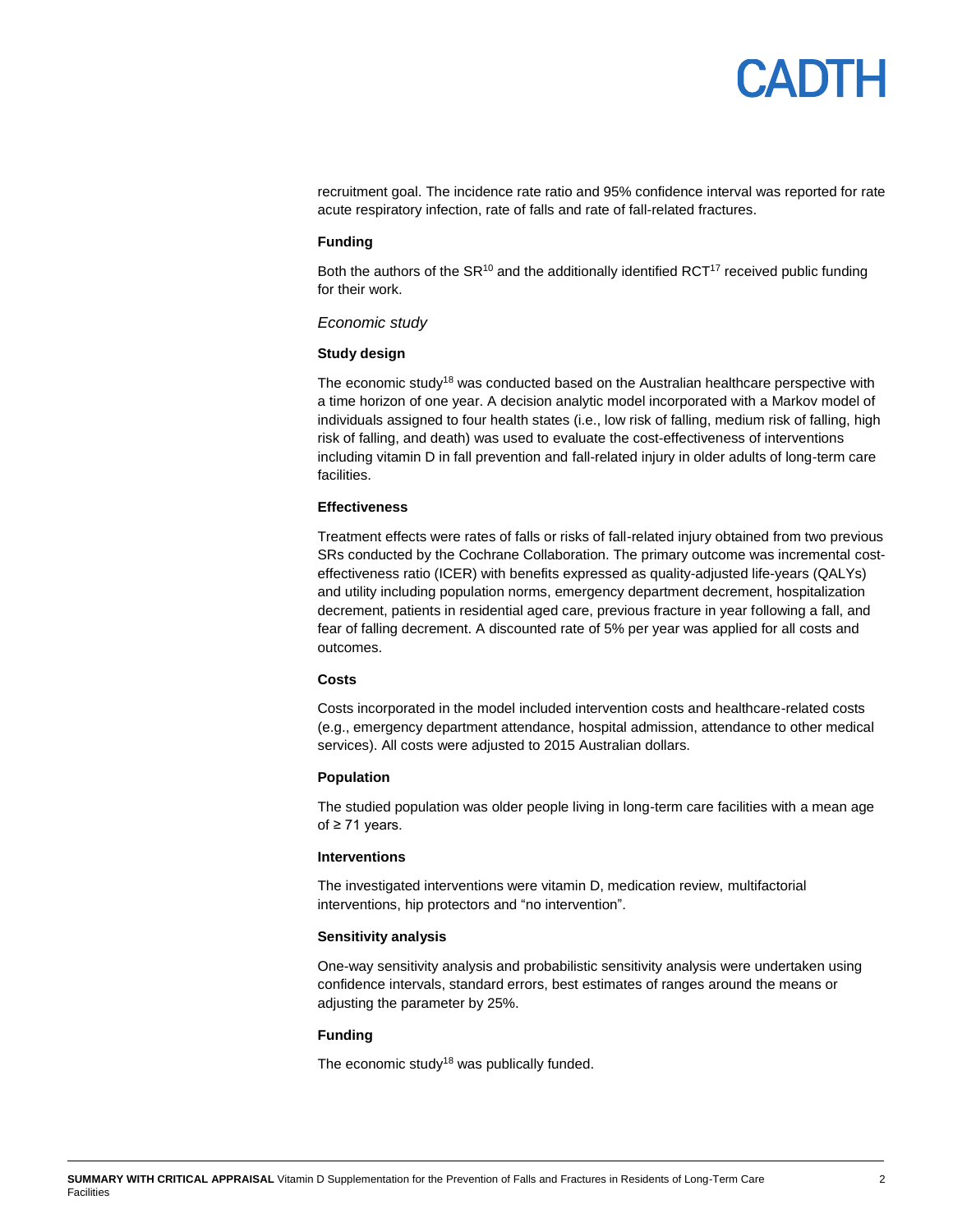recruitment goal. The incidence rate ratio and 95% confidence interval was reported for rate acute respiratory infection, rate of falls and rate of fall-related fractures.

**Funding**

Both the authors of the SR[10] and the additionally identified RCT[17] received public funding for their work.

*Economic study*

**Study design**

The economic study[18] was conducted based on the Australian healthcare perspective with a time horizon of one year. A decision analytic model incorporated with a Markov model of individuals assigned to four health states (i.e., low risk of falling, medium risk of falling, high risk of falling, and death) was used to evaluate the cost-effectiveness of interventions including vitamin D in fall prevention and fall-related injury in older adults of long-term care facilities.

**Effectiveness**

Treatment effects were rates of falls or risks of fall-related injury obtained from two previous SRs conducted by the Cochrane Collaboration. The primary outcome was incremental cost-effectiveness ratio (ICER) with benefits expressed as quality-adjusted life-years (QALYs) and utility including population norms, emergency department decrement, hospitalization decrement, patients in residential aged care, previous fracture in year following a fall, and fear of falling decrement. A discounted rate of 5% per year was applied for all costs and outcomes.

**Costs**

Costs incorporated in the model included intervention costs and healthcare-related costs (e.g., emergency department attendance, hospital admission, attendance to other medical services). All costs were adjusted to 2015 Australian dollars.

**Population**

The studied population was older people living in long-term care facilities with a mean age of ≥ 71 years.

**Interventions**

The investigated interventions were vitamin D, medication review, multifactorial interventions, hip protectors and "no intervention".

**Sensitivity analysis**

One-way sensitivity analysis and probabilistic sensitivity analysis were undertaken using confidence intervals, standard errors, best estimates of ranges around the means or adjusting the parameter by 25%.

**Funding**

The economic study[18] was publically funded.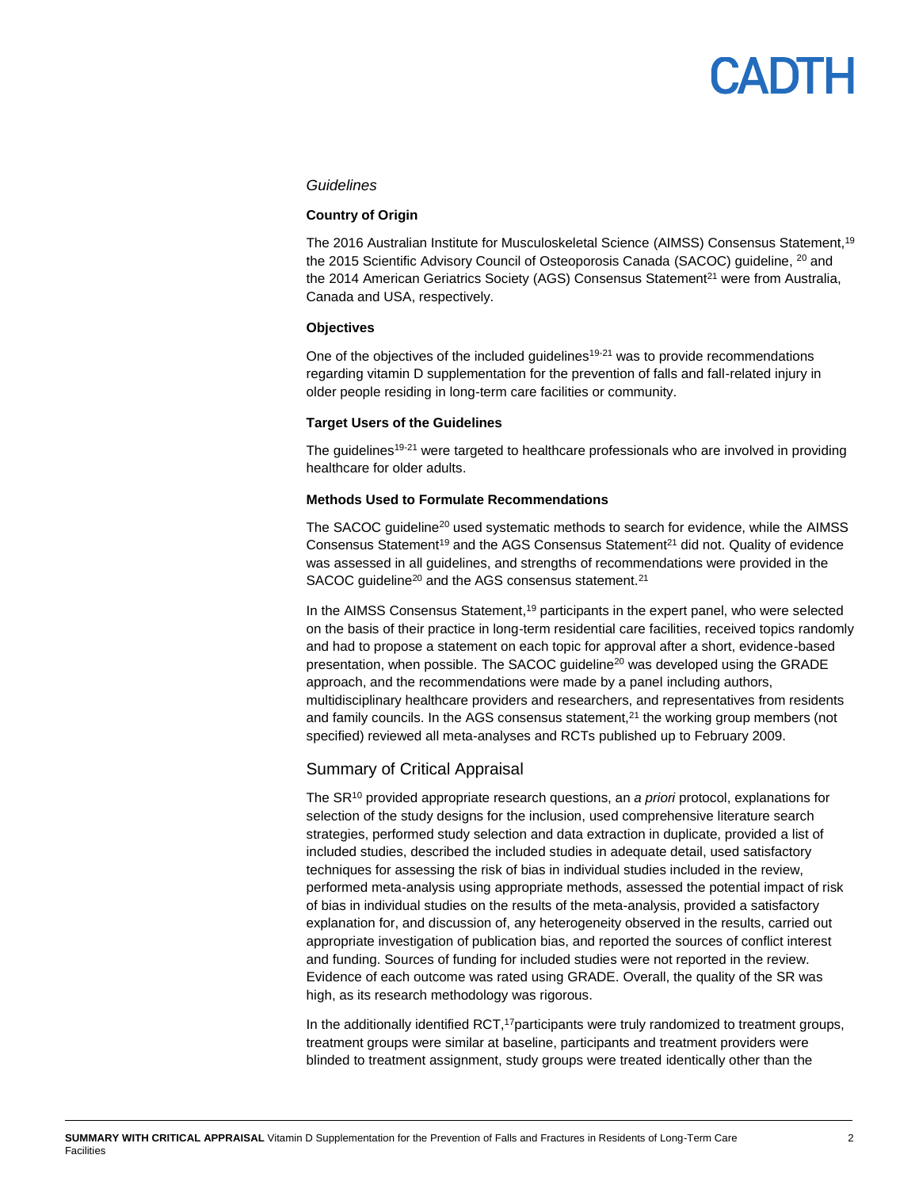### *Guidelines*

**Country of Origin**

The 2016 Australian Institute for Musculoskeletal Science (AIMSS) Consensus Statement,[19] the 2015 Scientific Advisory Council of Osteoporosis Canada (SACOC) guideline, [20] and the 2014 American Geriatrics Society (AGS) Consensus Statement[21] were from Australia, Canada and USA, respectively.

**Objectives**

One of the objectives of the included guidelines[19-21] was to provide recommendations regarding vitamin D supplementation for the prevention of falls and fall-related injury in older people residing in long-term care facilities or community.

**Target Users of the Guidelines**

The guidelines[19-21] were targeted to healthcare professionals who are involved in providing healthcare for older adults.

**Methods Used to Formulate Recommendations**

The SACOC guideline[20] used systematic methods to search for evidence, while the AIMSS Consensus Statement[19] and the AGS Consensus Statement[21] did not. Quality of evidence was assessed in all guidelines, and strengths of recommendations were provided in the SACOC guideline[20] and the AGS consensus statement.[21]

In the AIMSS Consensus Statement,[19] participants in the expert panel, who were selected on the basis of their practice in long-term residential care facilities, received topics randomly and had to propose a statement on each topic for approval after a short, evidence-based presentation, when possible. The SACOC guideline[20] was developed using the GRADE approach, and the recommendations were made by a panel including authors, multidisciplinary healthcare providers and researchers, and representatives from residents and family councils. In the AGS consensus statement,[21] the working group members (not specified) reviewed all meta-analyses and RCTs published up to February 2009.

## Summary of Critical Appraisal

The SR[10] provided appropriate research questions, an *a priori* protocol, explanations for selection of the study designs for the inclusion, used comprehensive literature search strategies, performed study selection and data extraction in duplicate, provided a list of included studies, described the included studies in adequate detail, used satisfactory techniques for assessing the risk of bias in individual studies included in the review, performed meta-analysis using appropriate methods, assessed the potential impact of risk of bias in individual studies on the results of the meta-analysis, provided a satisfactory explanation for, and discussion of, any heterogeneity observed in the results, carried out appropriate investigation of publication bias, and reported the sources of conflict interest and funding. Sources of funding for included studies were not reported in the review. Evidence of each outcome was rated using GRADE. Overall, the quality of the SR was high, as its research methodology was rigorous.

In the additionally identified RCT,[17]participants were truly randomized to treatment groups, treatment groups were similar at baseline, participants and treatment providers were blinded to treatment assignment, study groups were treated identically other than the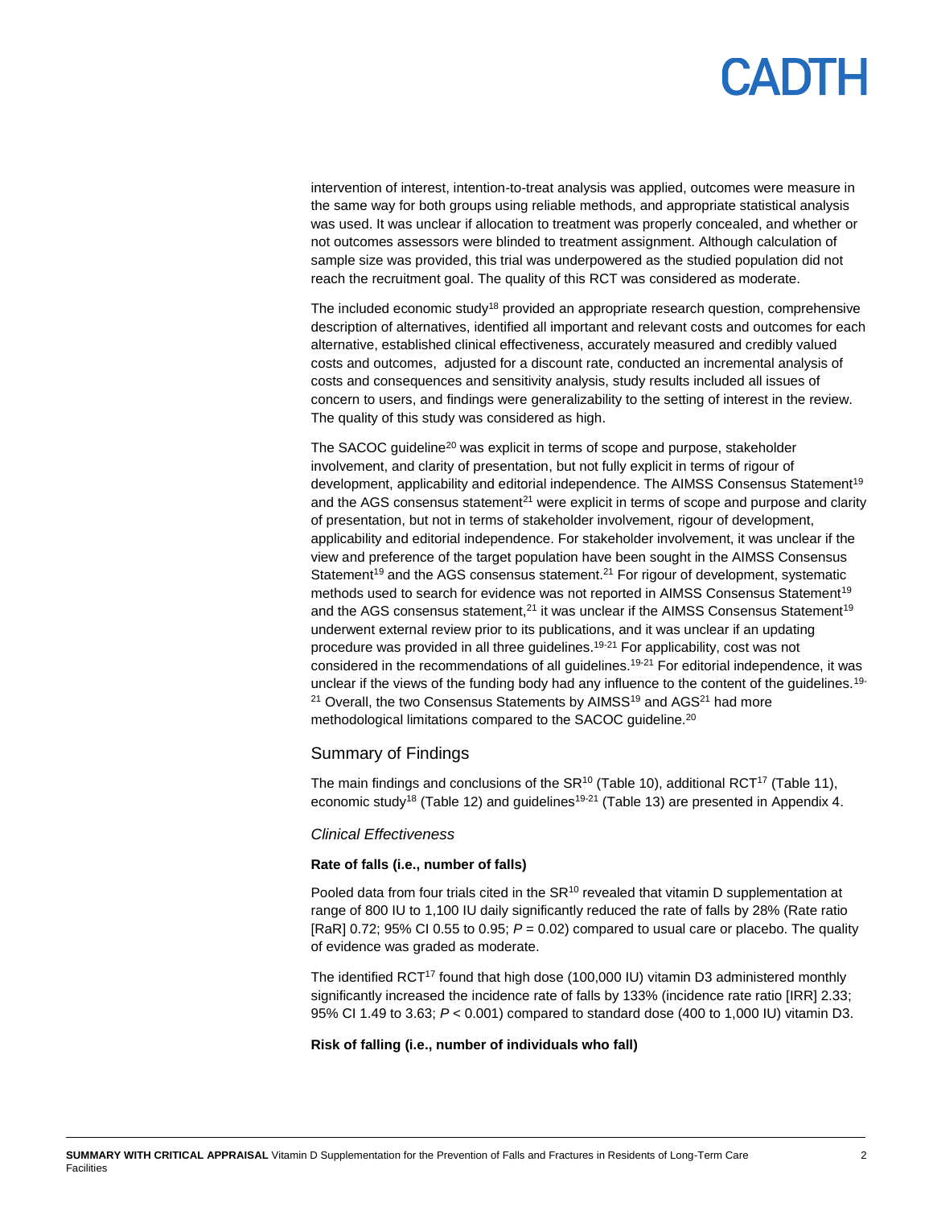intervention of interest, intention-to-treat analysis was applied, outcomes were measure in the same way for both groups using reliable methods, and appropriate statistical analysis was used. It was unclear if allocation to treatment was properly concealed, and whether or not outcomes assessors were blinded to treatment assignment. Although calculation of sample size was provided, this trial was underpowered as the studied population did not reach the recruitment goal. The quality of this RCT was considered as moderate.

The included economic study[18] provided an appropriate research question, comprehensive description of alternatives, identified all important and relevant costs and outcomes for each alternative, established clinical effectiveness, accurately measured and credibly valued costs and outcomes, adjusted for a discount rate, conducted an incremental analysis of costs and consequences and sensitivity analysis, study results included all issues of concern to users, and findings were generalizability to the setting of interest in the review. The quality of this study was considered as high.

The SACOC guideline[20] was explicit in terms of scope and purpose, stakeholder involvement, and clarity of presentation, but not fully explicit in terms of rigour of development, applicability and editorial independence. The AIMSS Consensus Statement[19] and the AGS consensus statement[21] were explicit in terms of scope and purpose and clarity of presentation, but not in terms of stakeholder involvement, rigour of development, applicability and editorial independence. For stakeholder involvement, it was unclear if the view and preference of the target population have been sought in the AIMSS Consensus Statement[19] and the AGS consensus statement.[21] For rigour of development, systematic methods used to search for evidence was not reported in AIMSS Consensus Statement[19] and the AGS consensus statement,[21] it was unclear if the AIMSS Consensus Statement[19] underwent external review prior to its publications, and it was unclear if an updating procedure was provided in all three guidelines.[19-21] For applicability, cost was not considered in the recommendations of all guidelines.[19-21] For editorial independence, it was unclear if the views of the funding body had any influence to the content of the guidelines.[19-21] Overall, the two Consensus Statements by AIMSS[19] and AGS[21] had more methodological limitations compared to the SACOC guideline.[20]

## Summary of Findings

The main findings and conclusions of the SR[10] (Table 10), additional RCT[17] (Table 11), economic study[18] (Table 12) and guidelines[19-21] (Table 13) are presented in Appendix 4.

### *Clinical Effectiveness*

#### **Rate of falls (i.e., number of falls)**

Pooled data from four trials cited in the SR[10] revealed that vitamin D supplementation at range of 800 IU to 1,100 IU daily significantly reduced the rate of falls by 28% (Rate ratio [RaR] 0.72; 95% CI 0.55 to 0.95; $P = 0.02$) compared to usual care or placebo. The quality of evidence was graded as moderate.

The identified RCT[17] found that high dose (100,000 IU) vitamin D3 administered monthly significantly increased the incidence rate of falls by 133% (incidence rate ratio [IRR] 2.33; 95% CI 1.49 to 3.63; $P < 0.001$) compared to standard dose (400 to 1,000 IU) vitamin D3.

#### **Risk of falling (i.e., number of individuals who fall)**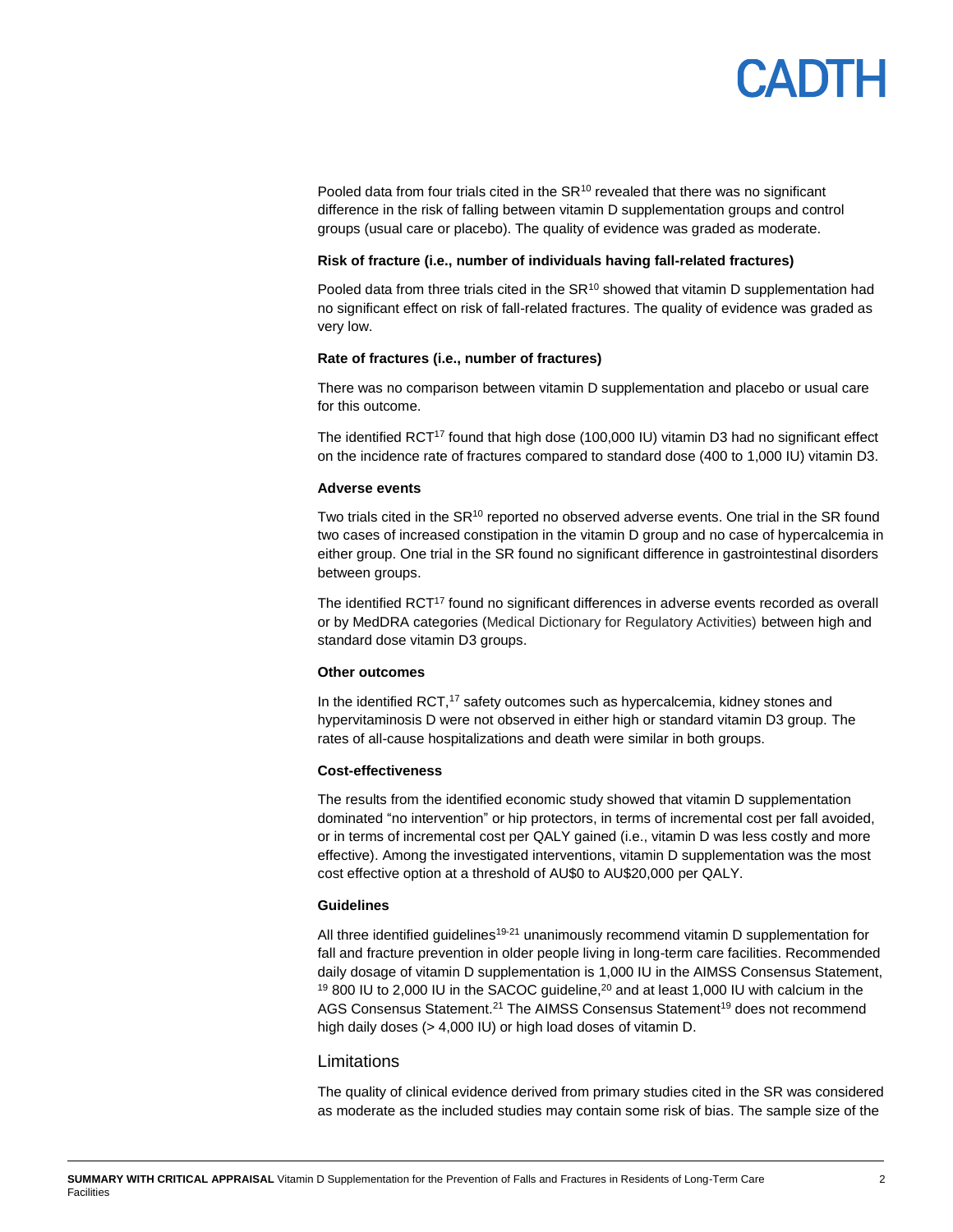Pooled data from four trials cited in the SR[10] revealed that there was no significant difference in the risk of falling between vitamin D supplementation groups and control groups (usual care or placebo). The quality of evidence was graded as moderate.

**Risk of fracture (i.e., number of individuals having fall-related fractures)**

Pooled data from three trials cited in the SR[10] showed that vitamin D supplementation had no significant effect on risk of fall-related fractures. The quality of evidence was graded as very low.

**Rate of fractures (i.e., number of fractures)**

There was no comparison between vitamin D supplementation and placebo or usual care for this outcome.

The identified RCT[17] found that high dose (100,000 IU) vitamin D3 had no significant effect on the incidence rate of fractures compared to standard dose (400 to 1,000 IU) vitamin D3.

**Adverse events**

Two trials cited in the SR[10] reported no observed adverse events. One trial in the SR found two cases of increased constipation in the vitamin D group and no case of hypercalcemia in either group. One trial in the SR found no significant difference in gastrointestinal disorders between groups.

The identified RCT[17] found no significant differences in adverse events recorded as overall or by MedDRA categories (Medical Dictionary for Regulatory Activities) between high and standard dose vitamin D3 groups.

**Other outcomes**

In the identified RCT,[17] safety outcomes such as hypercalcemia, kidney stones and hypervitaminosis D were not observed in either high or standard vitamin D3 group. The rates of all-cause hospitalizations and death were similar in both groups.

**Cost-effectiveness**

The results from the identified economic study showed that vitamin D supplementation dominated "no intervention" or hip protectors, in terms of incremental cost per fall avoided, or in terms of incremental cost per QALY gained (i.e., vitamin D was less costly and more effective). Among the investigated interventions, vitamin D supplementation was the most cost effective option at a threshold of AU$0 to AU$20,000 per QALY.

**Guidelines**

All three identified guidelines[19-21] unanimously recommend vitamin D supplementation for fall and fracture prevention in older people living in long-term care facilities. Recommended daily dosage of vitamin D supplementation is 1,000 IU in the AIMSS Consensus Statement,[19] 800 IU to 2,000 IU in the SACOC guideline,[20] and at least 1,000 IU with calcium in the AGS Consensus Statement.[21] The AIMSS Consensus Statement[19] does not recommend high daily doses (> 4,000 IU) or high load doses of vitamin D.

## Limitations

The quality of clinical evidence derived from primary studies cited in the SR was considered as moderate as the included studies may contain some risk of bias. The sample size of the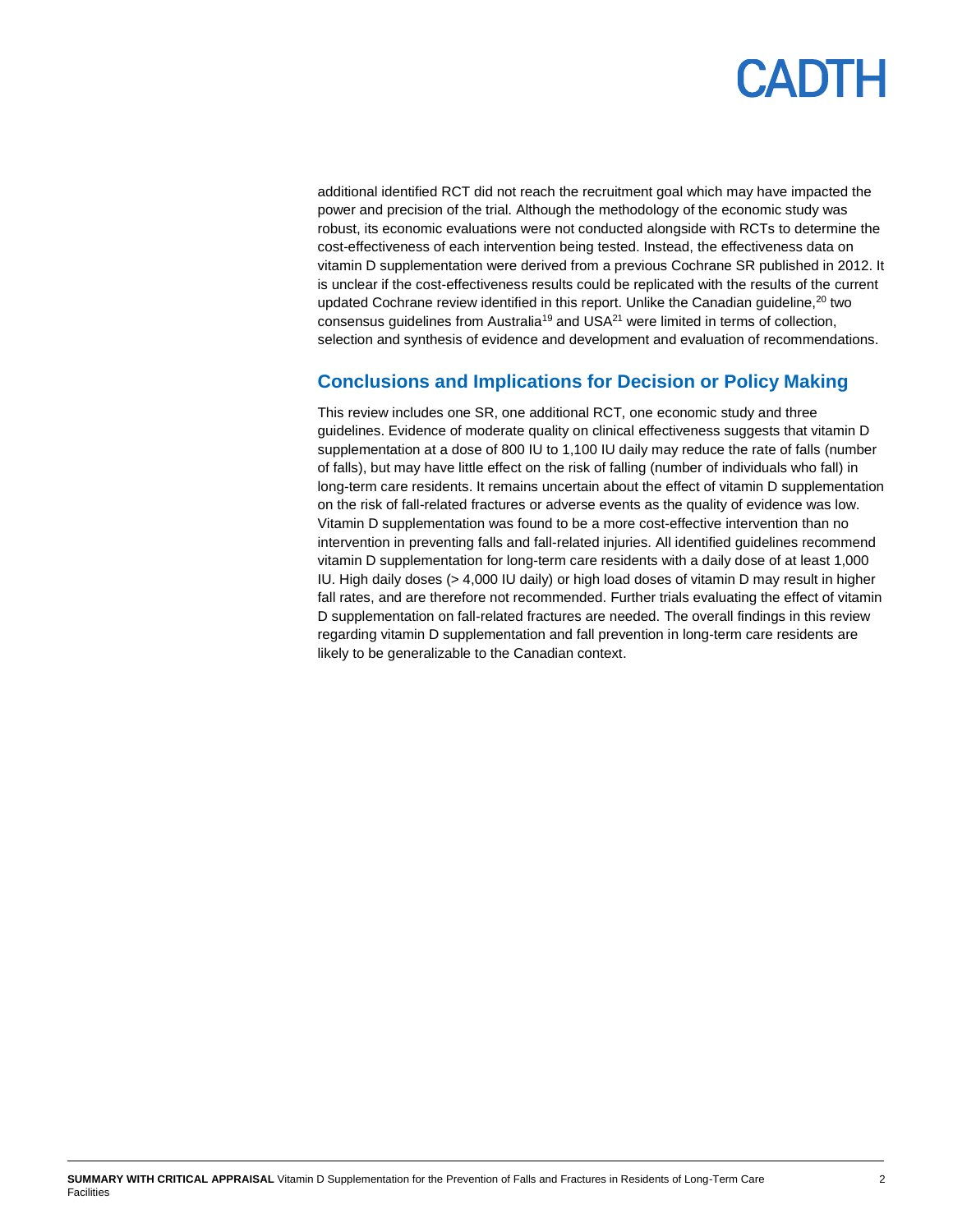additional identified RCT did not reach the recruitment goal which may have impacted the power and precision of the trial. Although the methodology of the economic study was robust, its economic evaluations were not conducted alongside with RCTs to determine the cost-effectiveness of each intervention being tested. Instead, the effectiveness data on vitamin D supplementation were derived from a previous Cochrane SR published in 2012. It is unclear if the cost-effectiveness results could be replicated with the results of the current updated Cochrane review identified in this report. Unlike the Canadian guideline,[20] two consensus guidelines from Australia[19] and USA[21] were limited in terms of collection, selection and synthesis of evidence and development and evaluation of recommendations.

## Conclusions and Implications for Decision or Policy Making

This review includes one SR, one additional RCT, one economic study and three guidelines. Evidence of moderate quality on clinical effectiveness suggests that vitamin D supplementation at a dose of 800 IU to 1,100 IU daily may reduce the rate of falls (number of falls), but may have little effect on the risk of falling (number of individuals who fall) in long-term care residents. It remains uncertain about the effect of vitamin D supplementation on the risk of fall-related fractures or adverse events as the quality of evidence was low. Vitamin D supplementation was found to be a more cost-effective intervention than no intervention in preventing falls and fall-related injuries. All identified guidelines recommend vitamin D supplementation for long-term care residents with a daily dose of at least 1,000 IU. High daily doses (> 4,000 IU daily) or high load doses of vitamin D may result in higher fall rates, and are therefore not recommended. Further trials evaluating the effect of vitamin D supplementation on fall-related fractures are needed. The overall findings in this review regarding vitamin D supplementation and fall prevention in long-term care residents are likely to be generalizable to the Canadian context.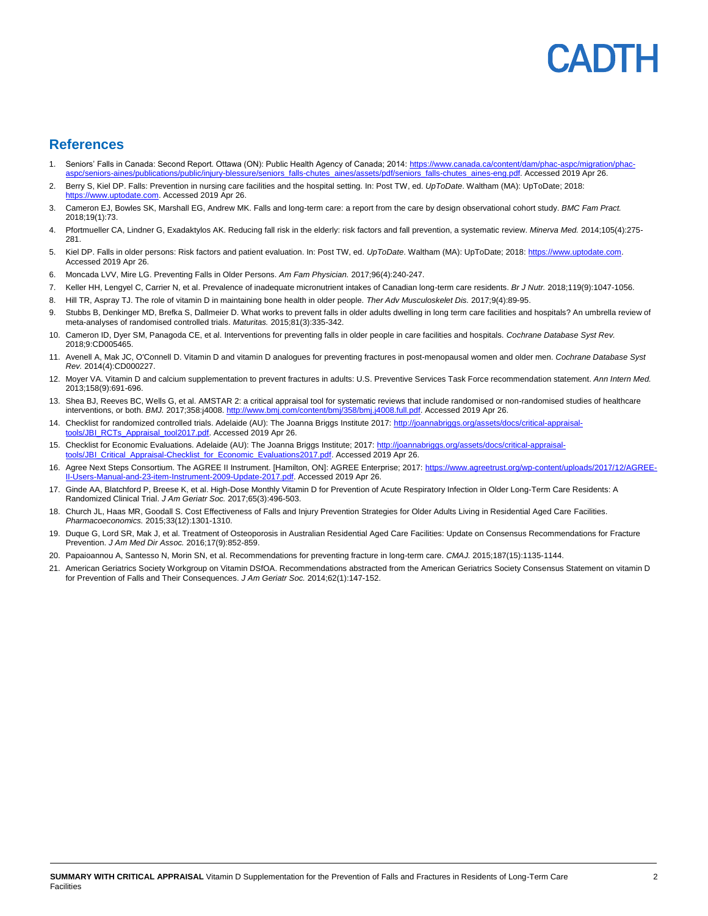## References

1. Seniors' Falls in Canada: Second Report. Ottawa (ON): Public Health Agency of Canada; 2014: https://www.canada.ca/content/dam/phac-aspc/migration/phac-aspc/seniors-aines/publications/public/injury-blessure/seniors_falls-chutes_aines/assets/pdf/seniors_falls-chutes_aines-eng.pdf. Accessed 2019 Apr 26.
2. Berry S, Kiel DP. Falls: Prevention in nursing care facilities and the hospital setting. In: Post TW, ed. *UpToDate*. Waltham (MA): UpToDate; 2018: https://www.uptodate.com. Accessed 2019 Apr 26.
3. Cameron EJ, Bowles SK, Marshall EG, Andrew MK. Falls and long-term care: a report from the care by design observational cohort study. *BMC Fam Pract.* 2018;19(1):73.
4. Pfortmueller CA, Lindner G, Exadaktylos AK. Reducing fall risk in the elderly: risk factors and fall prevention, a systematic review. *Minerva Med.* 2014;105(4):275-281.
5. Kiel DP. Falls in older persons: Risk factors and patient evaluation. In: Post TW, ed. *UpToDate*. Waltham (MA): UpToDate; 2018: https://www.uptodate.com. Accessed 2019 Apr 26.
6. Moncada LVV, Mire LG. Preventing Falls in Older Persons. *Am Fam Physician.* 2017;96(4):240-247.
7. Keller HH, Lengyel C, Carrier N, et al. Prevalence of inadequate micronutrient intakes of Canadian long-term care residents. *Br J Nutr.* 2018;119(9):1047-1056.
8. Hill TR, Aspray TJ. The role of vitamin D in maintaining bone health in older people. *Ther Adv Musculoskelet Dis.* 2017;9(4):89-95.
9. Stubbs B, Denkinger MD, Brefka S, Dallmeier D. What works to prevent falls in older adults dwelling in long term care facilities and hospitals? An umbrella review of meta-analyses of randomised controlled trials. *Maturitas.* 2015;81(3):335-342.
10. Cameron ID, Dyer SM, Panagoda CE, et al. Interventions for preventing falls in older people in care facilities and hospitals. *Cochrane Database Syst Rev.* 2018;9:CD005465.
11. Avenell A, Mak JC, O'Connell D. Vitamin D and vitamin D analogues for preventing fractures in post-menopausal women and older men. *Cochrane Database Syst Rev.* 2014(4):CD000227.
12. Moyer VA. Vitamin D and calcium supplementation to prevent fractures in adults: U.S. Preventive Services Task Force recommendation statement. *Ann Intern Med.* 2013;158(9):691-696.
13. Shea BJ, Reeves BC, Wells G, et al. AMSTAR 2: a critical appraisal tool for systematic reviews that include randomised or non-randomised studies of healthcare interventions, or both. *BMJ.* 2017;358:j4008. http://www.bmj.com/content/bmj/358/bmj.j4008.full.pdf. Accessed 2019 Apr 26.
14. Checklist for randomized controlled trials. Adelaide (AU): The Joanna Briggs Institute 2017: http://joannabriggs.org/assets/docs/critical-appraisal-tools/JBI_RCTs_Appraisal_tool2017.pdf. Accessed 2019 Apr 26.
15. Checklist for Economic Evaluations. Adelaide (AU): The Joanna Briggs Institute; 2017: http://joannabriggs.org/assets/docs/critical-appraisal-tools/JBI_Critical_Appraisal-Checklist_for_Economic_Evaluations2017.pdf. Accessed 2019 Apr 26.
16. Agree Next Steps Consortium. The AGREE II Instrument. [Hamilton, ON]: AGREE Enterprise; 2017: https://www.agreetrust.org/wp-content/uploads/2017/12/AGREE-II-Users-Manual-and-23-item-Instrument-2009-Update-2017.pdf. Accessed 2019 Apr 26.
17. Ginde AA, Blatchford P, Breese K, et al. High-Dose Monthly Vitamin D for Prevention of Acute Respiratory Infection in Older Long-Term Care Residents: A Randomized Clinical Trial. *J Am Geriatr Soc.* 2017;65(3):496-503.
18. Church JL, Haas MR, Goodall S. Cost Effectiveness of Falls and Injury Prevention Strategies for Older Adults Living in Residential Aged Care Facilities. *Pharmacoeconomics.* 2015;33(12):1301-1310.
19. Duque G, Lord SR, Mak J, et al. Treatment of Osteoporosis in Australian Residential Aged Care Facilities: Update on Consensus Recommendations for Fracture Prevention. *J Am Med Dir Assoc.* 2016;17(9):852-859.
20. Papaioannou A, Santesso N, Morin SN, et al. Recommendations for preventing fracture in long-term care. *CMAJ.* 2015;187(15):1135-1144.
21. American Geriatrics Society Workgroup on Vitamin DSfOA. Recommendations abstracted from the American Geriatrics Society Consensus Statement on vitamin D for Prevention of Falls and Their Consequences. *J Am Geriatr Soc.* 2014;62(1):147-152.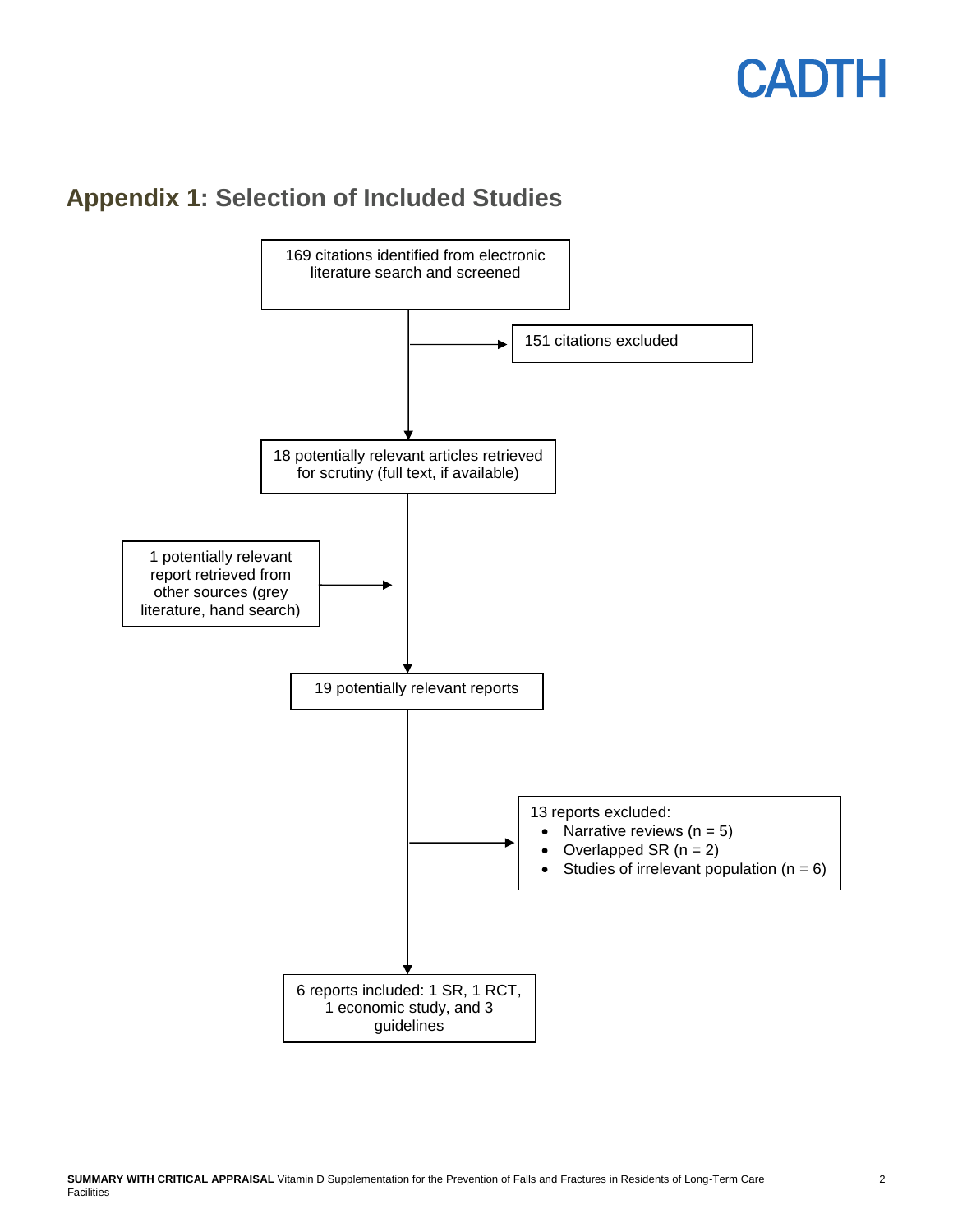## Appendix 1: Selection of Included Studies

169 citations identified from electronic literature search and screened

→ 151 citations excluded

18 potentially relevant articles retrieved for scrutiny (full text, if available)

1 potentially relevant report retrieved from other sources (grey literature, hand search) →

19 potentially relevant reports

→ 13 reports excluded:

- Narrative reviews (n = 5)
- Overlapped SR (n = 2)
- Studies of irrelevant population (n = 6)

6 reports included: 1 SR, 1 RCT, 1 economic study, and 3 guidelines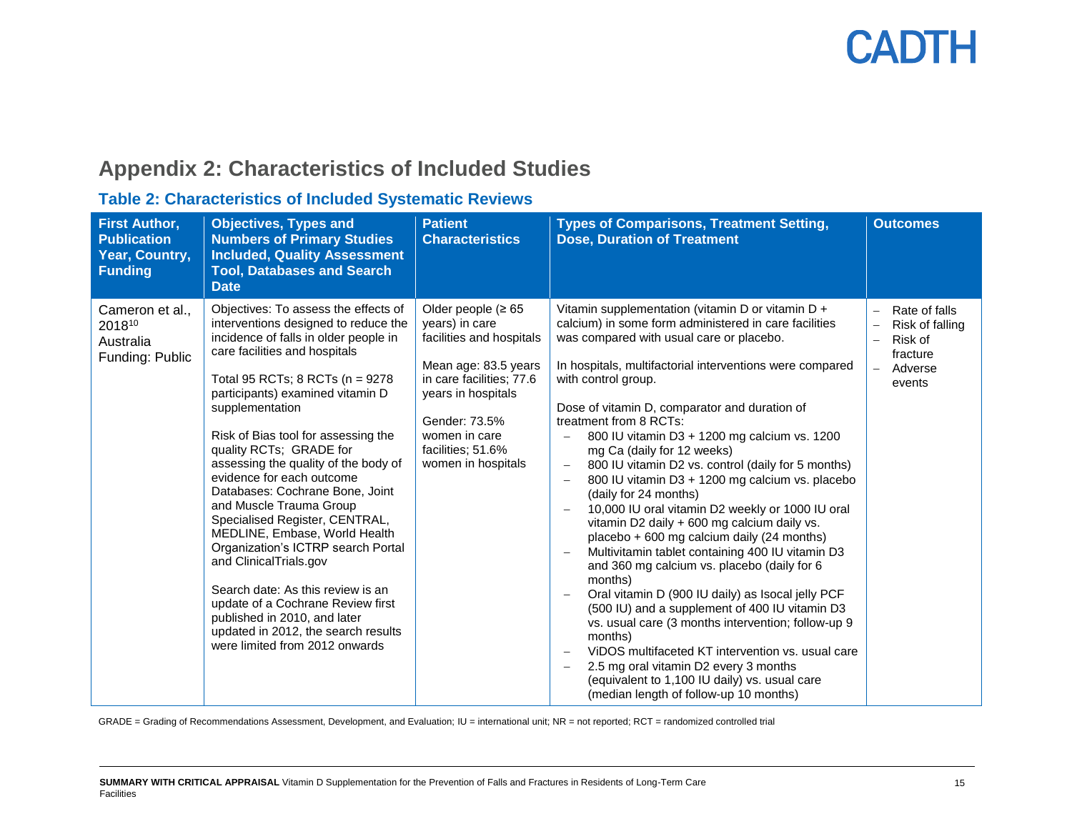## Appendix 2: Characteristics of Included Studies

### Table 2: Characteristics of Included Systematic Reviews

| First Author, Publication Year, Country, Funding | Objectives, Types and Numbers of Primary Studies Included, Quality Assessment Tool, Databases and Search Date | Patient Characteristics | Types of Comparisons, Treatment Setting, Dose, Duration of Treatment | Outcomes |
|---|---|---|---|---|
| Cameron et al., 2018[10]<br>Australia<br>Funding: Public | Objectives: To assess the effects of interventions designed to reduce the incidence of falls in older people in care facilities and hospitals<br><br>Total 95 RCTs; 8 RCTs (n = 9278 participants) examined vitamin D supplementation<br><br>Risk of Bias tool for assessing the quality RCTs; GRADE for assessing the quality of the body of evidence for each outcome<br>Databases: Cochrane Bone, Joint and Muscle Trauma Group Specialised Register, CENTRAL, MEDLINE, Embase, World Health Organization's ICTRP search Portal and ClinicalTrials.gov<br><br>Search date: As this review is an update of a Cochrane Review first published in 2010, and later updated in 2012, the search results were limited from 2012 onwards | Older people (≥ 65 years) in care facilities and hospitals<br><br>Mean age: 83.5 years in care facilities; 77.6 years in hospitals<br><br>Gender: 73.5% women in care facilities; 51.6% women in hospitals | Vitamin supplementation (vitamin D or vitamin D + calcium) in some form administered in care facilities was compared with usual care or placebo.<br><br>In hospitals, multifactorial interventions were compared with control group.<br><br>Dose of vitamin D, comparator and duration of treatment from 8 RCTs:<br>– 800 IU vitamin D3 + 1200 mg calcium vs. 1200 mg Ca (daily for 12 weeks)<br>– 800 IU vitamin D2 vs. control (daily for 5 months)<br>– 800 IU vitamin D3 + 1200 mg calcium vs. placebo (daily for 24 months)<br>– 10,000 IU oral vitamin D2 weekly or 1000 IU oral vitamin D2 daily + 600 mg calcium daily vs. placebo + 600 mg calcium daily (24 months)<br>– Multivitamin tablet containing 400 IU vitamin D3 and 360 mg calcium vs. placebo (daily for 6 months)<br>– Oral vitamin D (900 IU daily) as Isocal jelly PCF (500 IU) and a supplement of 400 IU vitamin D3 vs. usual care (3 months intervention; follow-up 9 months)<br>– ViDOS multifaceted KT intervention vs. usual care<br>– 2.5 mg oral vitamin D2 every 3 months (equivalent to 1,100 IU daily) vs. usual care (median length of follow-up 10 months) | – Rate of falls<br>– Risk of falling<br>– Risk of fracture<br>– Adverse events |

GRADE = Grading of Recommendations Assessment, Development, and Evaluation; IU = international unit; NR = not reported; RCT = randomized controlled trial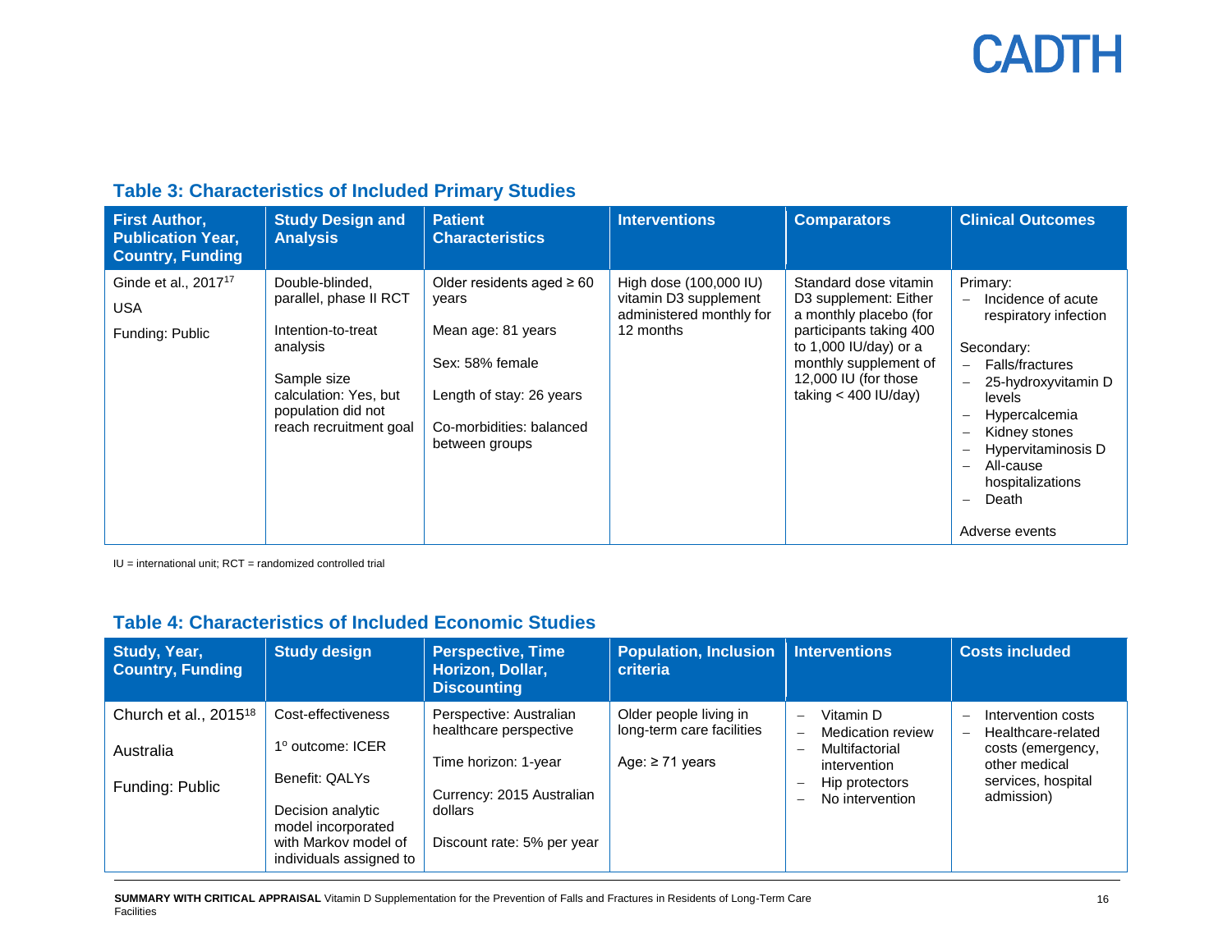### Table 3: Characteristics of Included Primary Studies

| First Author, Publication Year, Country, Funding | Study Design and Analysis | Patient Characteristics | Interventions | Comparators | Clinical Outcomes |
|---|---|---|---|---|---|
| Ginde et al., 2017[17]<br><br>USA<br><br>Funding: Public | Double-blinded, parallel, phase II RCT<br><br>Intention-to-treat analysis<br><br>Sample size calculation: Yes, but population did not reach recruitment goal | Older residents aged ≥ 60 years<br><br>Mean age: 81 years<br><br>Sex: 58% female<br><br>Length of stay: 26 years<br><br>Co-morbidities: balanced between groups | High dose (100,000 IU) vitamin D3 supplement administered monthly for 12 months | Standard dose vitamin D3 supplement: Either a monthly placebo (for participants taking 400 to 1,000 IU/day) or a monthly supplement of 12,000 IU (for those taking < 400 IU/day) | Primary:<br>– Incidence of acute respiratory infection<br><br>Secondary:<br>– Falls/fractures<br>– 25-hydroxyvitamin D levels<br>– Hypercalcemia<br>– Kidney stones<br>– Hypervitaminosis D<br>– All-cause hospitalizations<br>– Death<br><br>Adverse events |

IU = international unit; RCT = randomized controlled trial

### Table 4: Characteristics of Included Economic Studies

| Study, Year, Country, Funding | Study design | Perspective, Time Horizon, Dollar, Discounting | Population, Inclusion criteria | Interventions | Costs included |
|---|---|---|---|---|---|
| Church et al., 2015[18]<br><br>Australia<br><br>Funding: Public | Cost-effectiveness<br><br>1° outcome: ICER<br><br>Benefit: QALYs<br><br>Decision analytic model incorporated with Markov model of individuals assigned to | Perspective: Australian healthcare perspective<br><br>Time horizon: 1-year<br><br>Currency: 2015 Australian dollars<br><br>Discount rate: 5% per year | Older people living in long-term care facilities<br><br>Age: ≥ 71 years | – Vitamin D<br>– Medication review<br>– Multifactorial intervention<br>– Hip protectors<br>– No intervention | – Intervention costs<br>– Healthcare-related costs (emergency, other medical services, hospital admission) |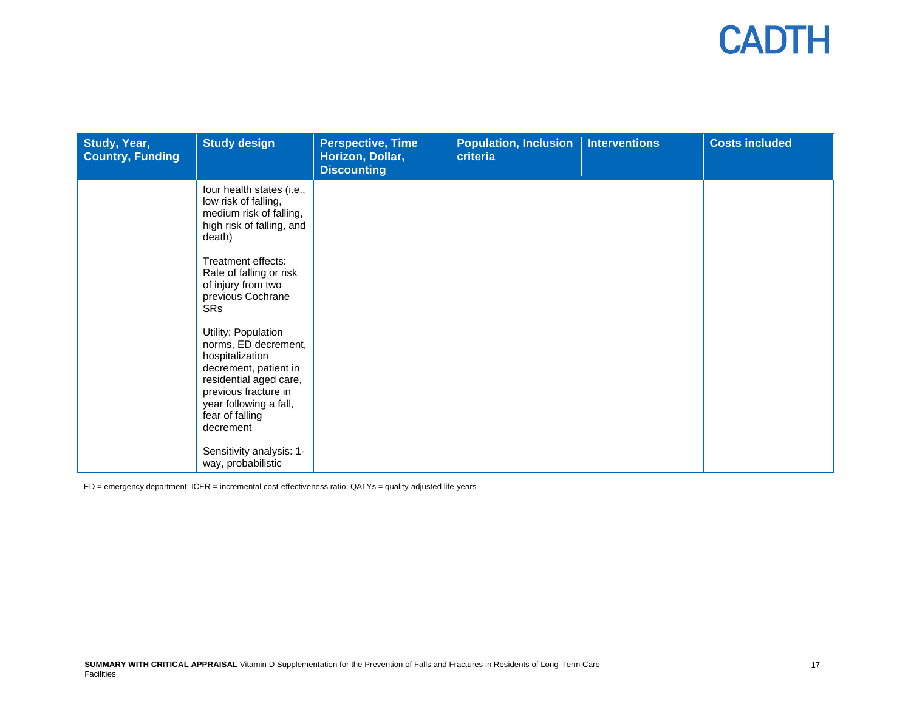| Study, Year, Country, Funding | Study design | Perspective, Time Horizon, Dollar, Discounting | Population, Inclusion criteria | Interventions | Costs included |
|---|---|---|---|---|---|
| | four health states (i.e., low risk of falling, medium risk of falling, high risk of falling, and death)<br><br>Treatment effects: Rate of falling or risk of injury from two previous Cochrane SRs<br><br>Utility: Population norms, ED decrement, hospitalization decrement, patient in residential aged care, previous fracture in year following a fall, fear of falling decrement<br><br>Sensitivity analysis: 1-way, probabilistic | | | | |

ED = emergency department; ICER = incremental cost-effectiveness ratio; QALYs = quality-adjusted life-years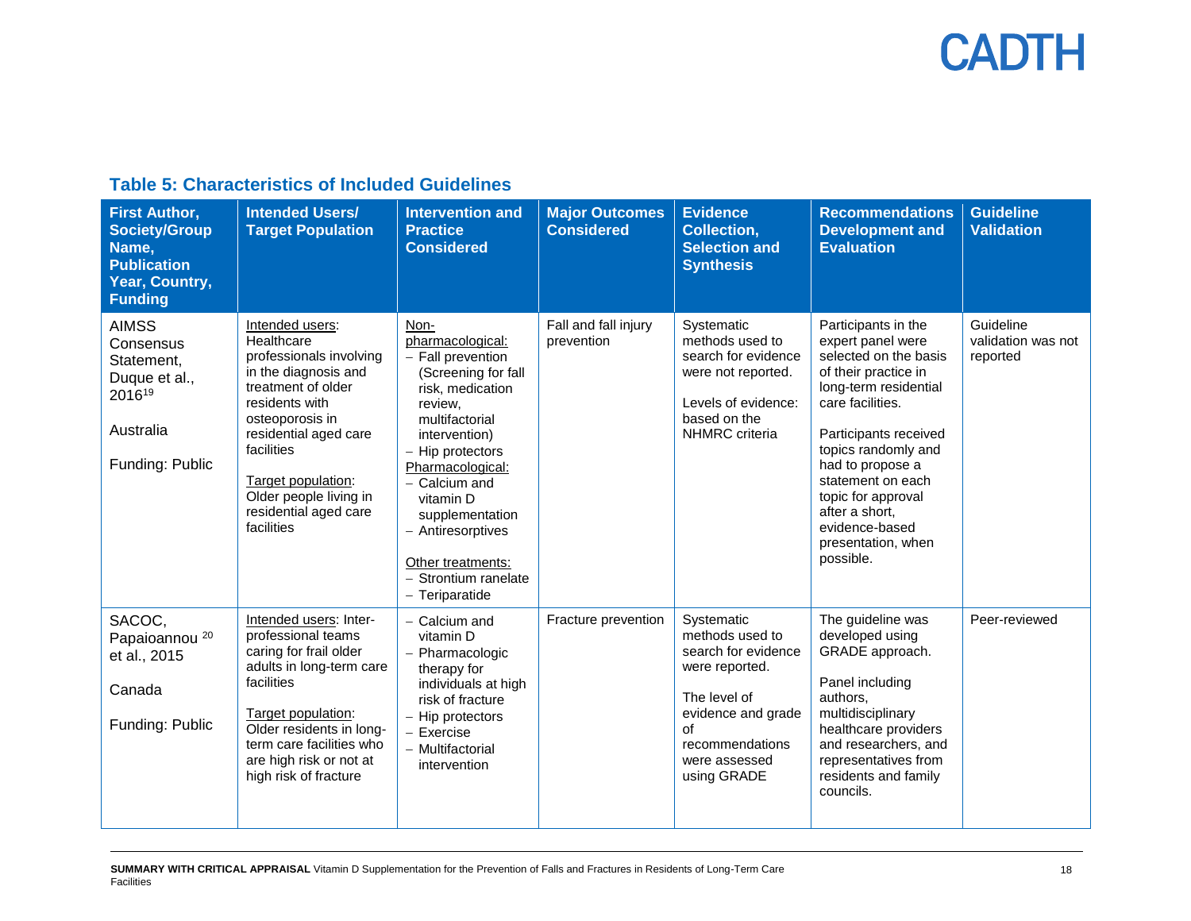### Table 5: Characteristics of Included Guidelines

| First Author, Society/Group Name, Publication Year, Country, Funding | Intended Users/ Target Population | Intervention and Practice Considered | Major Outcomes Considered | Evidence Collection, Selection and Synthesis | Recommendations Development and Evaluation | Guideline Validation |
|---|---|---|---|---|---|---|
| AIMSS Consensus Statement, Duque et al., 2016[19]<br><br>Australia<br><br>Funding: Public | Intended users: Healthcare professionals involving in the diagnosis and treatment of older residents with osteoporosis in residential aged care facilities<br><br>Target population: Older people living in residential aged care facilities | Non-pharmacological:<br>– Fall prevention (Screening for fall risk, medication review, multifactorial intervention)<br>– Hip protectors<br>Pharmacological:<br>– Calcium and vitamin D supplementation<br>– Antiresorptives<br><br>Other treatments:<br>– Strontium ranelate<br>– Teriparatide | Fall and fall injury prevention | Systematic methods used to search for evidence were not reported.<br><br>Levels of evidence: based on the NHMRC criteria | Participants in the expert panel were selected on the basis of their practice in long-term residential care facilities.<br><br>Participants received topics randomly and had to propose a statement on each topic for approval after a short, evidence-based presentation, when possible. | Guideline validation was not reported |
| SACOC, Papaioannou[20] et al., 2015<br><br>Canada<br><br>Funding: Public | Intended users: Inter-professional teams caring for frail older adults in long-term care facilities<br><br>Target population: Older residents in long-term care facilities who are high risk or not at high risk of fracture | – Calcium and vitamin D<br>– Pharmacologic therapy for individuals at high risk of fracture<br>– Hip protectors<br>– Exercise<br>– Multifactorial intervention | Fracture prevention | Systematic methods used to search for evidence were reported.<br><br>The level of evidence and grade of recommendations were assessed using GRADE | The guideline was developed using GRADE approach.<br><br>Panel including authors, multidisciplinary healthcare providers and researchers, and representatives from residents and family councils. | Peer-reviewed |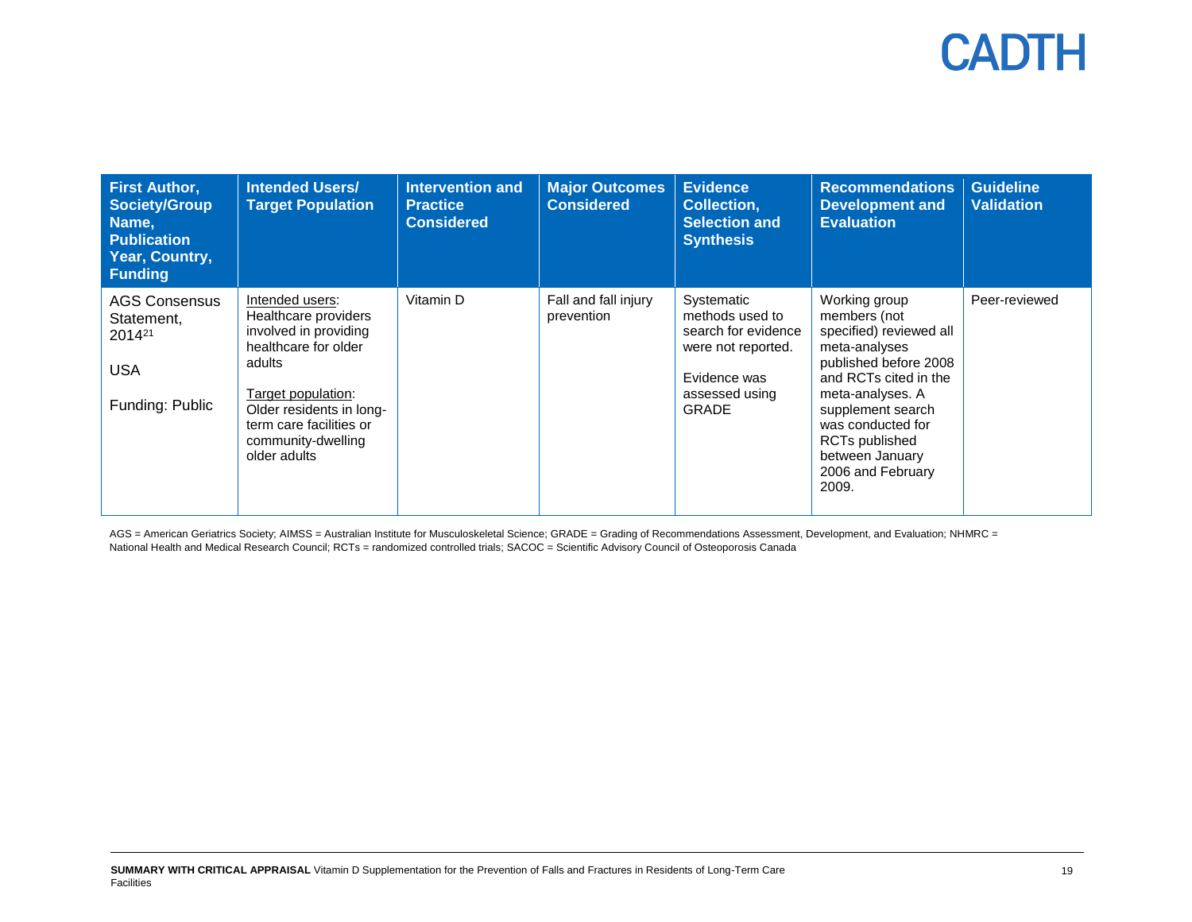| First Author, Society/Group Name, Publication Year, Country, Funding | Intended Users/ Target Population | Intervention and Practice Considered | Major Outcomes Considered | Evidence Collection, Selection and Synthesis | Recommendations Development and Evaluation | Guideline Validation |
|---|---|---|---|---|---|---|
| AGS Consensus Statement, 2014[21]<br><br>USA<br><br>Funding: Public | Intended users: Healthcare providers involved in providing healthcare for older adults<br><br>Target population: Older residents in long-term care facilities or community-dwelling older adults | Vitamin D | Fall and fall injury prevention | Systematic methods used to search for evidence were not reported.<br><br>Evidence was assessed using GRADE | Working group members (not specified) reviewed all meta-analyses published before 2008 and RCTs cited in the meta-analyses. A supplement search was conducted for RCTs published between January 2006 and February 2009. | Peer-reviewed |

AGS = American Geriatrics Society; AIMSS = Australian Institute for Musculoskeletal Science; GRADE = Grading of Recommendations Assessment, Development, and Evaluation; NHMRC = National Health and Medical Research Council; RCTs = randomized controlled trials; SACOC = Scientific Advisory Council of Osteoporosis Canada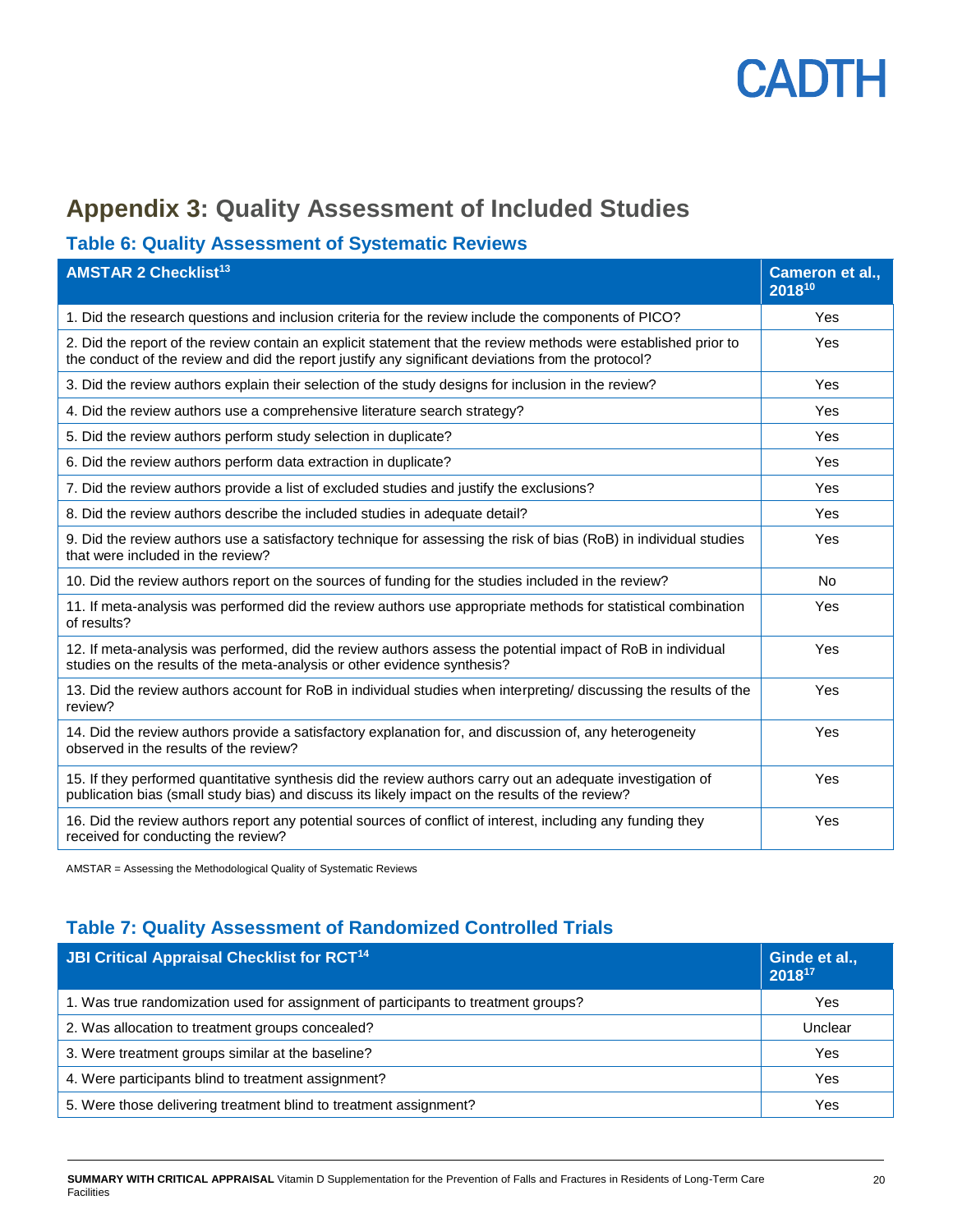# Appendix 3: Quality Assessment of Included Studies

## Table 6: Quality Assessment of Systematic Reviews

| AMSTAR 2 Checklist[13] | Cameron et al., 2018[10] |
|---|---|
| 1. Did the research questions and inclusion criteria for the review include the components of PICO? | Yes |
| 2. Did the report of the review contain an explicit statement that the review methods were established prior to the conduct of the review and did the report justify any significant deviations from the protocol? | Yes |
| 3. Did the review authors explain their selection of the study designs for inclusion in the review? | Yes |
| 4. Did the review authors use a comprehensive literature search strategy? | Yes |
| 5. Did the review authors perform study selection in duplicate? | Yes |
| 6. Did the review authors perform data extraction in duplicate? | Yes |
| 7. Did the review authors provide a list of excluded studies and justify the exclusions? | Yes |
| 8. Did the review authors describe the included studies in adequate detail? | Yes |
| 9. Did the review authors use a satisfactory technique for assessing the risk of bias (RoB) in individual studies that were included in the review? | Yes |
| 10. Did the review authors report on the sources of funding for the studies included in the review? | No |
| 11. If meta-analysis was performed did the review authors use appropriate methods for statistical combination of results? | Yes |
| 12. If meta-analysis was performed, did the review authors assess the potential impact of RoB in individual studies on the results of the meta-analysis or other evidence synthesis? | Yes |
| 13. Did the review authors account for RoB in individual studies when interpreting/ discussing the results of the review? | Yes |
| 14. Did the review authors provide a satisfactory explanation for, and discussion of, any heterogeneity observed in the results of the review? | Yes |
| 15. If they performed quantitative synthesis did the review authors carry out an adequate investigation of publication bias (small study bias) and discuss its likely impact on the results of the review? | Yes |
| 16. Did the review authors report any potential sources of conflict of interest, including any funding they received for conducting the review? | Yes |

AMSTAR = Assessing the Methodological Quality of Systematic Reviews

## Table 7: Quality Assessment of Randomized Controlled Trials

| JBI Critical Appraisal Checklist for RCT[14] | Ginde et al., 2018[17] |
|---|---|
| 1. Was true randomization used for assignment of participants to treatment groups? | Yes |
| 2. Was allocation to treatment groups concealed? | Unclear |
| 3. Were treatment groups similar at the baseline? | Yes |
| 4. Were participants blind to treatment assignment? | Yes |
| 5. Were those delivering treatment blind to treatment assignment? | Yes |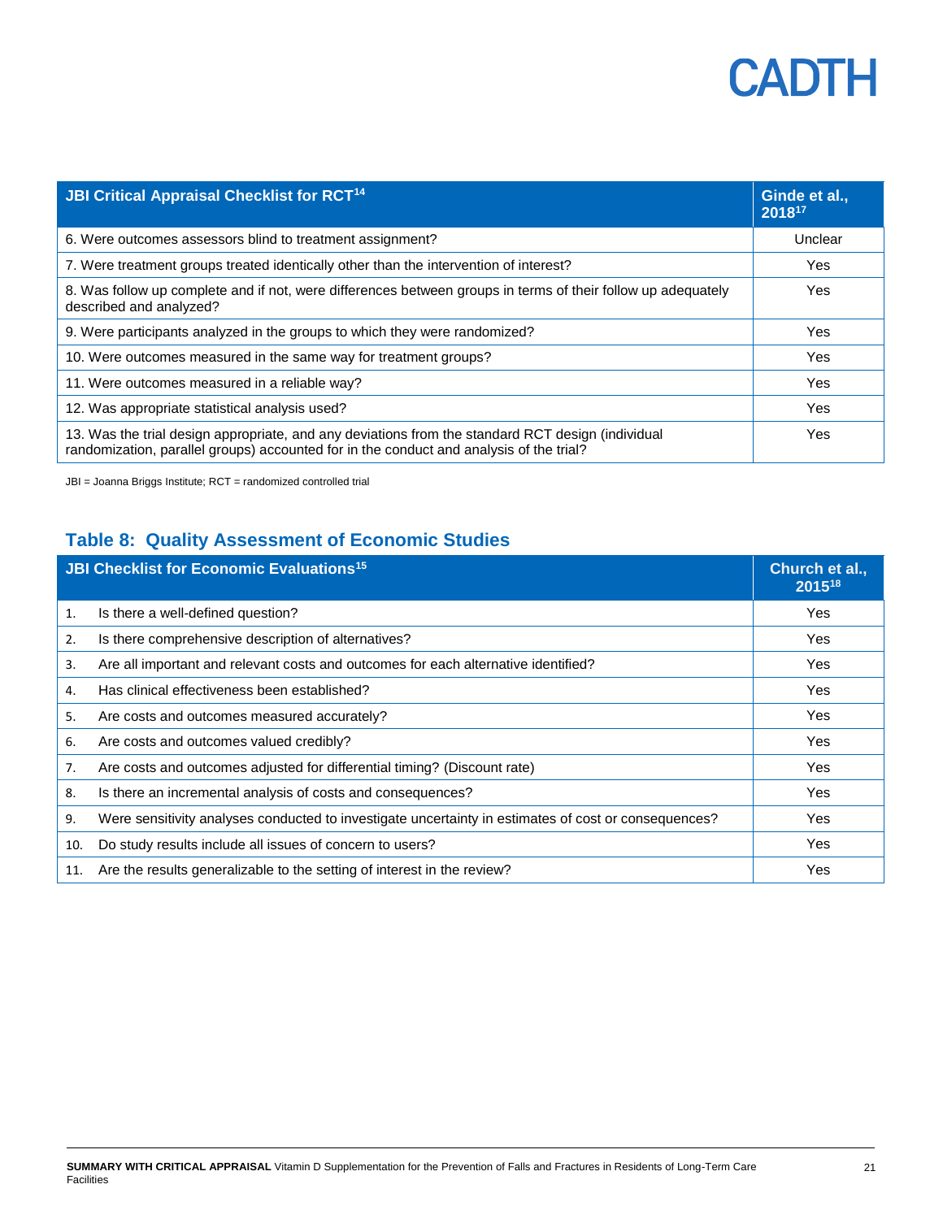| JBI Critical Appraisal Checklist for RCT[14] | Ginde et al., 2018[17] |
| --- | --- |
| 6. Were outcomes assessors blind to treatment assignment? | Unclear |
| 7. Were treatment groups treated identically other than the intervention of interest? | Yes |
| 8. Was follow up complete and if not, were differences between groups in terms of their follow up adequately described and analyzed? | Yes |
| 9. Were participants analyzed in the groups to which they were randomized? | Yes |
| 10. Were outcomes measured in the same way for treatment groups? | Yes |
| 11. Were outcomes measured in a reliable way? | Yes |
| 12. Was appropriate statistical analysis used? | Yes |
| 13. Was the trial design appropriate, and any deviations from the standard RCT design (individual randomization, parallel groups) accounted for in the conduct and analysis of the trial? | Yes |

JBI = Joanna Briggs Institute; RCT = randomized controlled trial

## Table 8: Quality Assessment of Economic Studies

| JBI Checklist for Economic Evaluations[15] | Church et al., 2015[18] |
| --- | --- |
| 1. Is there a well-defined question? | Yes |
| 2. Is there comprehensive description of alternatives? | Yes |
| 3. Are all important and relevant costs and outcomes for each alternative identified? | Yes |
| 4. Has clinical effectiveness been established? | Yes |
| 5. Are costs and outcomes measured accurately? | Yes |
| 6. Are costs and outcomes valued credibly? | Yes |
| 7. Are costs and outcomes adjusted for differential timing? (Discount rate) | Yes |
| 8. Is there an incremental analysis of costs and consequences? | Yes |
| 9. Were sensitivity analyses conducted to investigate uncertainty in estimates of cost or consequences? | Yes |
| 10. Do study results include all issues of concern to users? | Yes |
| 11. Are the results generalizable to the setting of interest in the review? | Yes |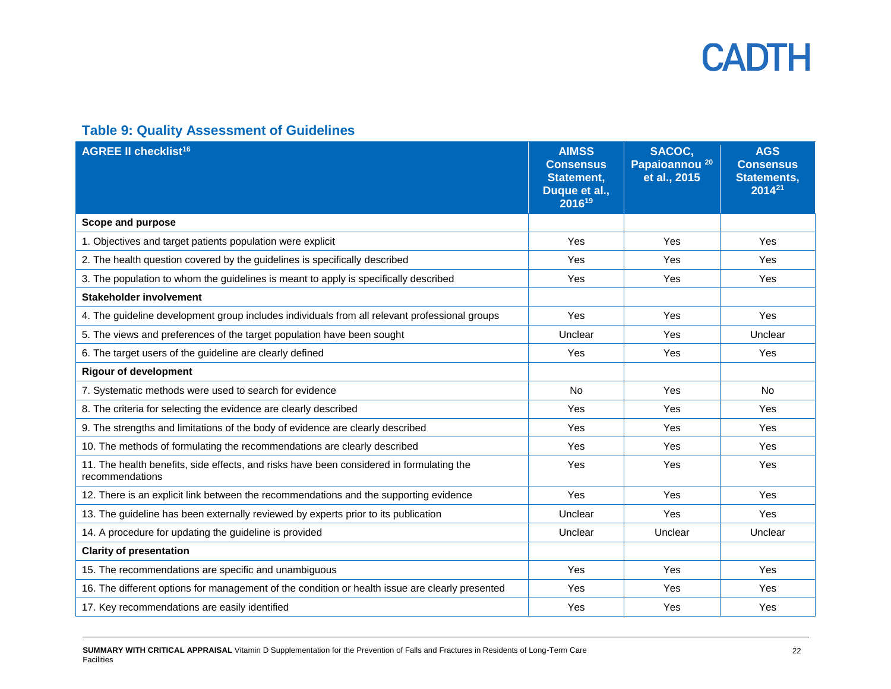### Table 9: Quality Assessment of Guidelines

| AGREE II checklist[16] | AIMSS Consensus Statement, Duque et al., 2016[19] | SACOC, Papaioannou[20] et al., 2015 | AGS Consensus Statements, 2014[21] |
|---|---|---|---|
| **Scope and purpose** | | | |
| 1. Objectives and target patients population were explicit | Yes | Yes | Yes |
| 2. The health question covered by the guidelines is specifically described | Yes | Yes | Yes |
| 3. The population to whom the guidelines is meant to apply is specifically described | Yes | Yes | Yes |
| **Stakeholder involvement** | | | |
| 4. The guideline development group includes individuals from all relevant professional groups | Yes | Yes | Yes |
| 5. The views and preferences of the target population have been sought | Unclear | Yes | Unclear |
| 6. The target users of the guideline are clearly defined | Yes | Yes | Yes |
| **Rigour of development** | | | |
| 7. Systematic methods were used to search for evidence | No | Yes | No |
| 8. The criteria for selecting the evidence are clearly described | Yes | Yes | Yes |
| 9. The strengths and limitations of the body of evidence are clearly described | Yes | Yes | Yes |
| 10. The methods of formulating the recommendations are clearly described | Yes | Yes | Yes |
| 11. The health benefits, side effects, and risks have been considered in formulating the recommendations | Yes | Yes | Yes |
| 12. There is an explicit link between the recommendations and the supporting evidence | Yes | Yes | Yes |
| 13. The guideline has been externally reviewed by experts prior to its publication | Unclear | Yes | Yes |
| 14. A procedure for updating the guideline is provided | Unclear | Unclear | Unclear |
| **Clarity of presentation** | | | |
| 15. The recommendations are specific and unambiguous | Yes | Yes | Yes |
| 16. The different options for management of the condition or health issue are clearly presented | Yes | Yes | Yes |
| 17. Key recommendations are easily identified | Yes | Yes | Yes |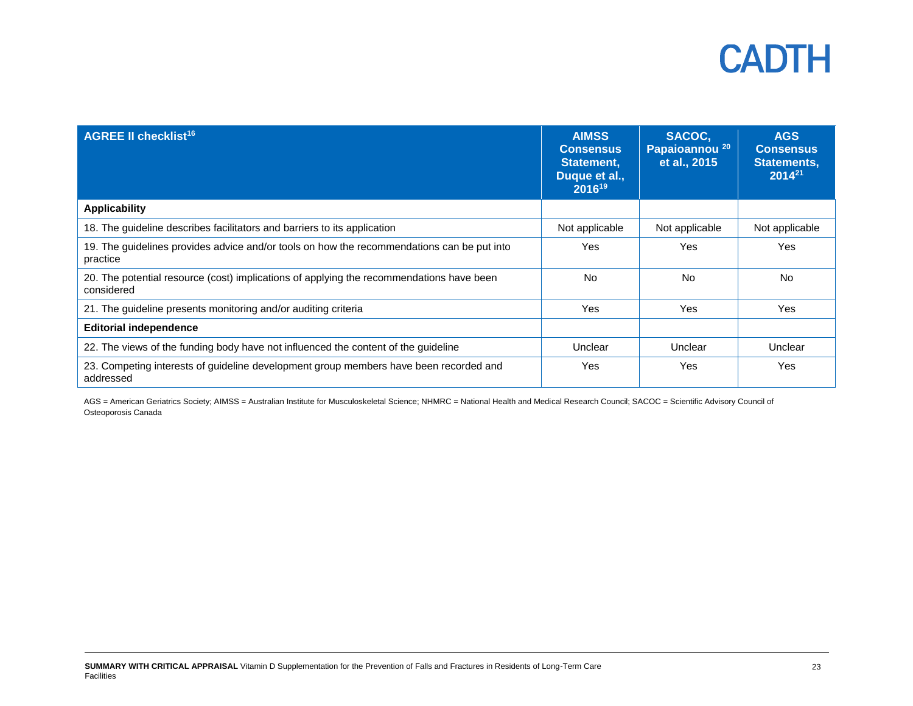| AGREE II checklist[16] | AIMSS Consensus Statement, Duque et al., 2016[19] | SACOC, Papaioannou [20] et al., 2015 | AGS Consensus Statements, 2014[21] |
|---|---|---|---|
| **Applicability** | | | |
| 18. The guideline describes facilitators and barriers to its application | Not applicable | Not applicable | Not applicable |
| 19. The guidelines provides advice and/or tools on how the recommendations can be put into practice | Yes | Yes | Yes |
| 20. The potential resource (cost) implications of applying the recommendations have been considered | No | No | No |
| 21. The guideline presents monitoring and/or auditing criteria | Yes | Yes | Yes |
| **Editorial independence** | | | |
| 22. The views of the funding body have not influenced the content of the guideline | Unclear | Unclear | Unclear |
| 23. Competing interests of guideline development group members have been recorded and addressed | Yes | Yes | Yes |

AGS = American Geriatrics Society; AIMSS = Australian Institute for Musculoskeletal Science; NHMRC = National Health and Medical Research Council; SACOC = Scientific Advisory Council of Osteoporosis Canada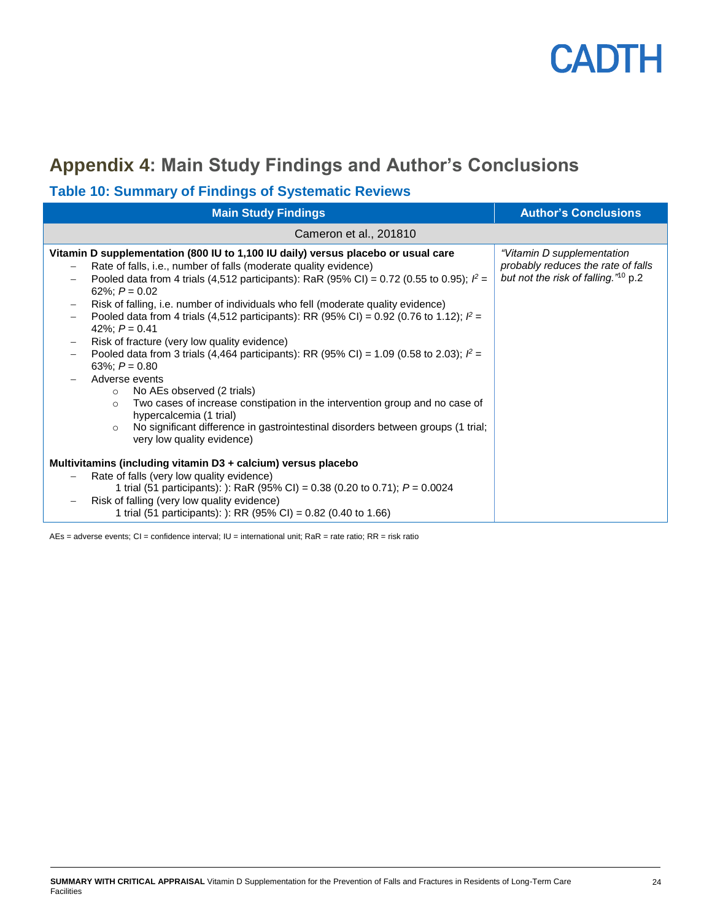## Appendix 4: Main Study Findings and Author's Conclusions

### Table 10: Summary of Findings of Systematic Reviews

| Main Study Findings | Author's Conclusions |
|---|---|
| Cameron et al., 2018[10] | |
| **Vitamin D supplementation (800 IU to 1,100 IU daily) versus placebo or usual care**<br>– Rate of falls, i.e., number of falls (moderate quality evidence)<br>– Pooled data from 4 trials (4,512 participants): RaR (95% CI) = 0.72 (0.55 to 0.95); $I^2$ = 62%; $P$ = 0.02<br>– Risk of falling, i.e. number of individuals who fell (moderate quality evidence)<br>– Pooled data from 4 trials (4,512 participants): RR (95% CI) = 0.92 (0.76 to 1.12); $I^2$ = 42%; $P$ = 0.41<br>– Risk of fracture (very low quality evidence)<br>– Pooled data from 3 trials (4,464 participants): RR (95% CI) = 1.09 (0.58 to 2.03); $I^2$ = 63%; $P$ = 0.80<br>– Adverse events<br>○ No AEs observed (2 trials)<br>○ Two cases of increase constipation in the intervention group and no case of hypercalcemia (1 trial)<br>○ No significant difference in gastrointestinal disorders between groups (1 trial; very low quality evidence)<br><br>**Multivitamins (including vitamin D3 + calcium) versus placebo**<br>– Rate of falls (very low quality evidence)<br>1 trial (51 participants): ): RaR (95% CI) = 0.38 (0.20 to 0.71); $P$ = 0.0024<br>– Risk of falling (very low quality evidence)<br>1 trial (51 participants): ): RR (95% CI) = 0.82 (0.40 to 1.66) | *"Vitamin D supplementation probably reduces the rate of falls but not the risk of falling."*[10] p.2 |

AEs = adverse events; CI = confidence interval; IU = international unit; RaR = rate ratio; RR = risk ratio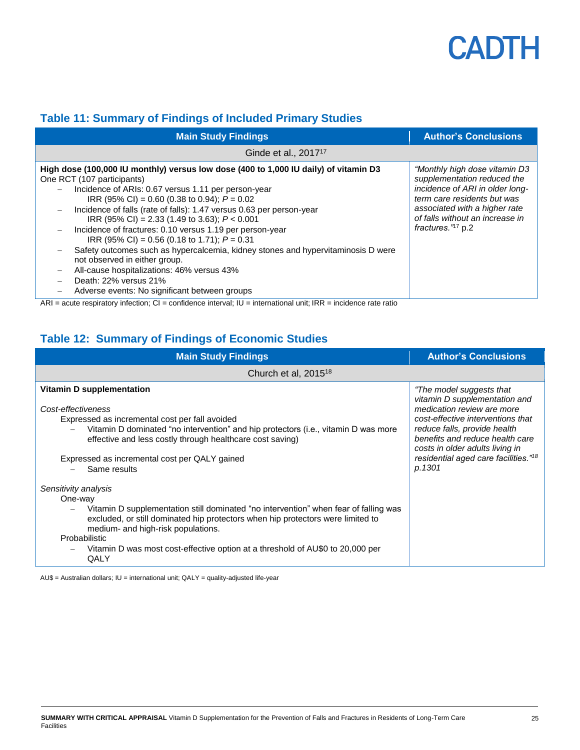## Table 11: Summary of Findings of Included Primary Studies

| Main Study Findings | Author's Conclusions |
|---|---|
| Ginde et al., 2017[17] | |
| **High dose (100,000 IU monthly) versus low dose (400 to 1,000 IU daily) of vitamin D3**<br>One RCT (107 participants)<br>– Incidence of ARIs: 0.67 versus 1.11 per person-year<br>IRR (95% CI) = 0.60 (0.38 to 0.94); *P* = 0.02<br>– Incidence of falls (rate of falls): 1.47 versus 0.63 per person-year<br>IRR (95% CI) = 2.33 (1.49 to 3.63); *P* < 0.001<br>– Incidence of fractures: 0.10 versus 1.19 per person-year<br>IRR (95% CI) = 0.56 (0.18 to 1.71); *P* = 0.31<br>– Safety outcomes such as hypercalcemia, kidney stones and hypervitaminosis D were not observed in either group.<br>– All-cause hospitalizations: 46% versus 43%<br>– Death: 22% versus 21%<br>– Adverse events: No significant between groups | *"Monthly high dose vitamin D3 supplementation reduced the incidence of ARI in older long-term care residents but was associated with a higher rate of falls without an increase in fractures."*[17] p.2 |

ARI = acute respiratory infection; CI = confidence interval; IU = international unit; IRR = incidence rate ratio

## Table 12: Summary of Findings of Economic Studies

| Main Study Findings | Author's Conclusions |
|---|---|
| Church et al, 2015[18] | |
| **Vitamin D supplementation**<br><br>*Cost-effectiveness*<br>Expressed as incremental cost per fall avoided<br>– Vitamin D dominated "no intervention" and hip protectors (i.e., vitamin D was more effective and less costly through healthcare cost saving)<br><br>Expressed as incremental cost per QALY gained<br>– Same results<br><br>*Sensitivity analysis*<br>One-way<br>– Vitamin D supplementation still dominated "no intervention" when fear of falling was excluded, or still dominated hip protectors when hip protectors were limited to medium- and high-risk populations.<br>Probabilistic<br>– Vitamin D was most cost-effective option at a threshold of AU$0 to 20,000 per QALY | *"The model suggests that vitamin D supplementation and medication review are more cost-effective interventions that reduce falls, provide health benefits and reduce health care costs in older adults living in residential aged care facilities."*[18] *p.1301* |

AU$ = Australian dollars; IU = international unit; QALY = quality-adjusted life-year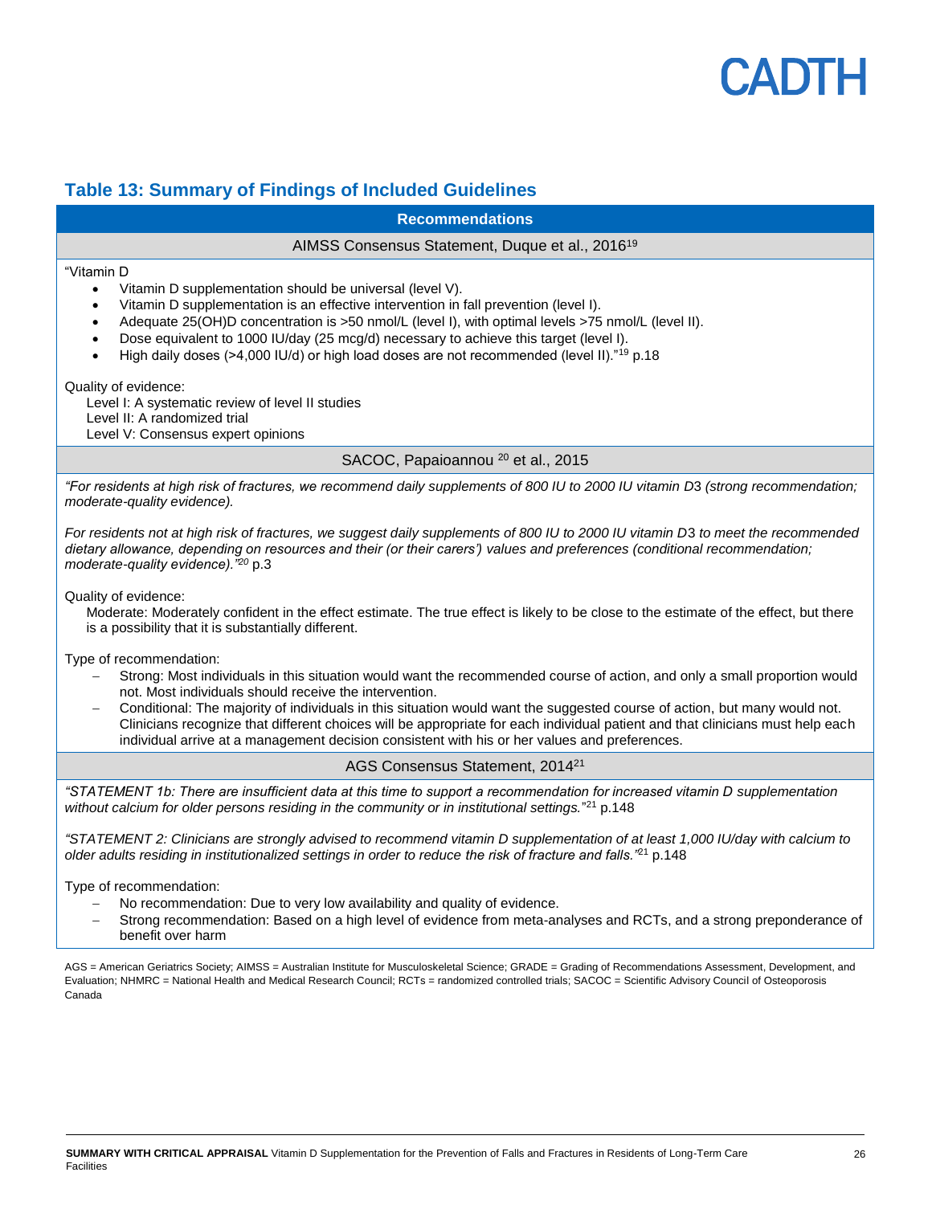## Table 13: Summary of Findings of Included Guidelines

| Recommendations |
| --- |
| **AIMSS Consensus Statement, Duque et al., 2016[19]** |
| "Vitamin D<br>• Vitamin D supplementation should be universal (level V).<br>• Vitamin D supplementation is an effective intervention in fall prevention (level I).<br>• Adequate 25(OH)D concentration is >50 nmol/L (level I), with optimal levels >75 nmol/L (level II).<br>• Dose equivalent to 1000 IU/day (25 mcg/d) necessary to achieve this target (level I).<br>• High daily doses (>4,000 IU/d) or high load doses are not recommended (level II)."[19] p.18<br><br>Quality of evidence:<br>Level I: A systematic review of level II studies<br>Level II: A randomized trial<br>Level V: Consensus expert opinions |
| **SACOC, Papaioannou [20] et al., 2015** |
| *"For residents at high risk of fractures, we recommend daily supplements of 800 IU to 2000 IU vitamin D3 (strong recommendation; moderate-quality evidence).*<br><br>*For residents not at high risk of fractures, we suggest daily supplements of 800 IU to 2000 IU vitamin D3 to meet the recommended dietary allowance, depending on resources and their (or their carers') values and preferences (conditional recommendation; moderate-quality evidence)."[20]* p.3<br><br>Quality of evidence:<br>Moderate: Moderately confident in the effect estimate. The true effect is likely to be close to the estimate of the effect, but there is a possibility that it is substantially different.<br><br>Type of recommendation:<br>– Strong: Most individuals in this situation would want the recommended course of action, and only a small proportion would not. Most individuals should receive the intervention.<br>– Conditional: The majority of individuals in this situation would want the suggested course of action, but many would not. Clinicians recognize that different choices will be appropriate for each individual patient and that clinicians must help each individual arrive at a management decision consistent with his or her values and preferences. |
| **AGS Consensus Statement, 2014[21]** |
| *"STATEMENT 1b: There are insufficient data at this time to support a recommendation for increased vitamin D supplementation without calcium for older persons residing in the community or in institutional settings."*[21] p.148<br><br>*"STATEMENT 2: Clinicians are strongly advised to recommend vitamin D supplementation of at least 1,000 IU/day with calcium to older adults residing in institutionalized settings in order to reduce the risk of fracture and falls."[21]* p.148<br><br>Type of recommendation:<br>– No recommendation: Due to very low availability and quality of evidence.<br>– Strong recommendation: Based on a high level of evidence from meta-analyses and RCTs, and a strong preponderance of benefit over harm |

AGS = American Geriatrics Society; AIMSS = Australian Institute for Musculoskeletal Science; GRADE = Grading of Recommendations Assessment, Development, and Evaluation; NHMRC = National Health and Medical Research Council; RCTs = randomized controlled trials; SACOC = Scientific Advisory Council of Osteoporosis Canada